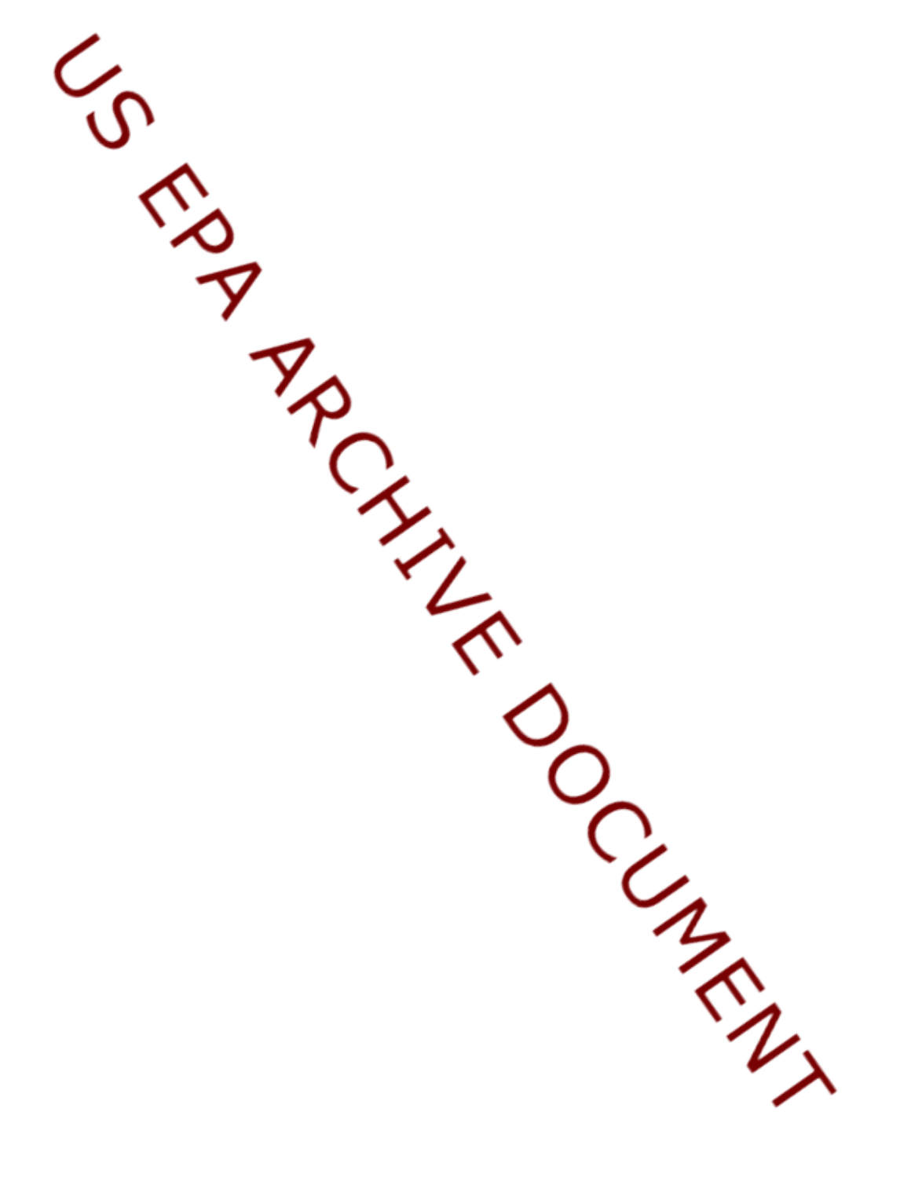US EPA ARCHIVE DOCUMENT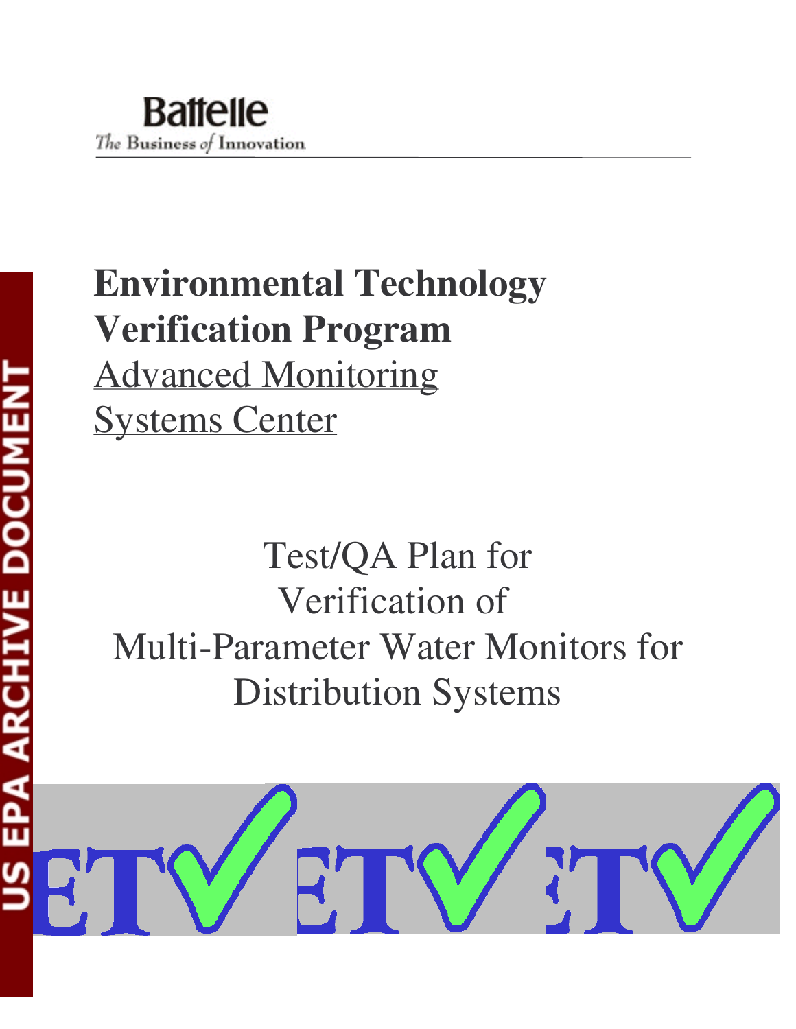Battelle

The Business of Innovation

US EPA ARCHIVE DOCUMENT

# Environmental Technology Verification Program

Advanced Monitoring Systems Center

Test/QA Plan for Verification of Multi-Parameter Water Monitors for Distribution Systems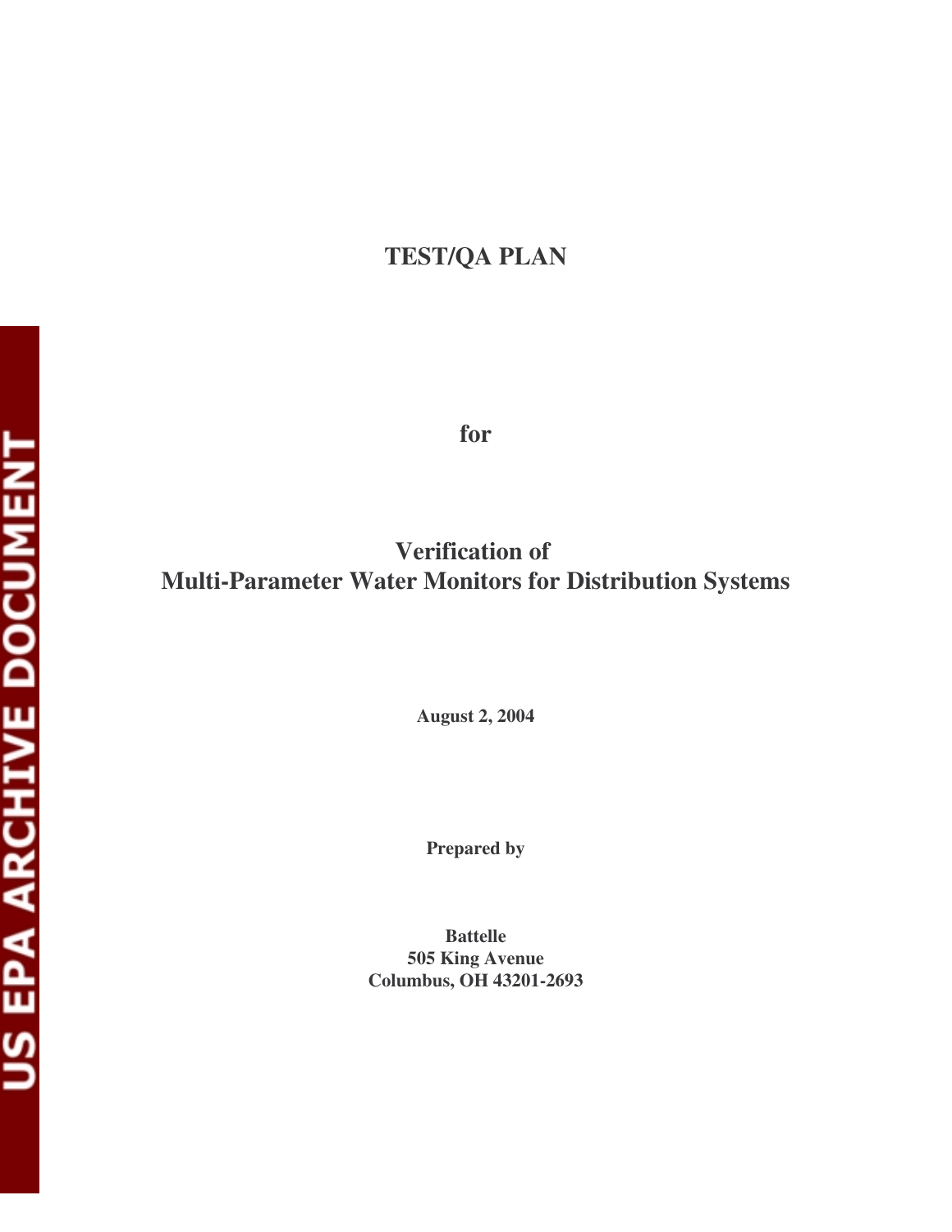# TEST/QA PLAN

**for**

## Verification of Multi-Parameter Water Monitors for Distribution Systems

**August 2, 2004**

**Prepared by**

**Battelle**
**505 King Avenue**
**Columbus, OH 43201-2693**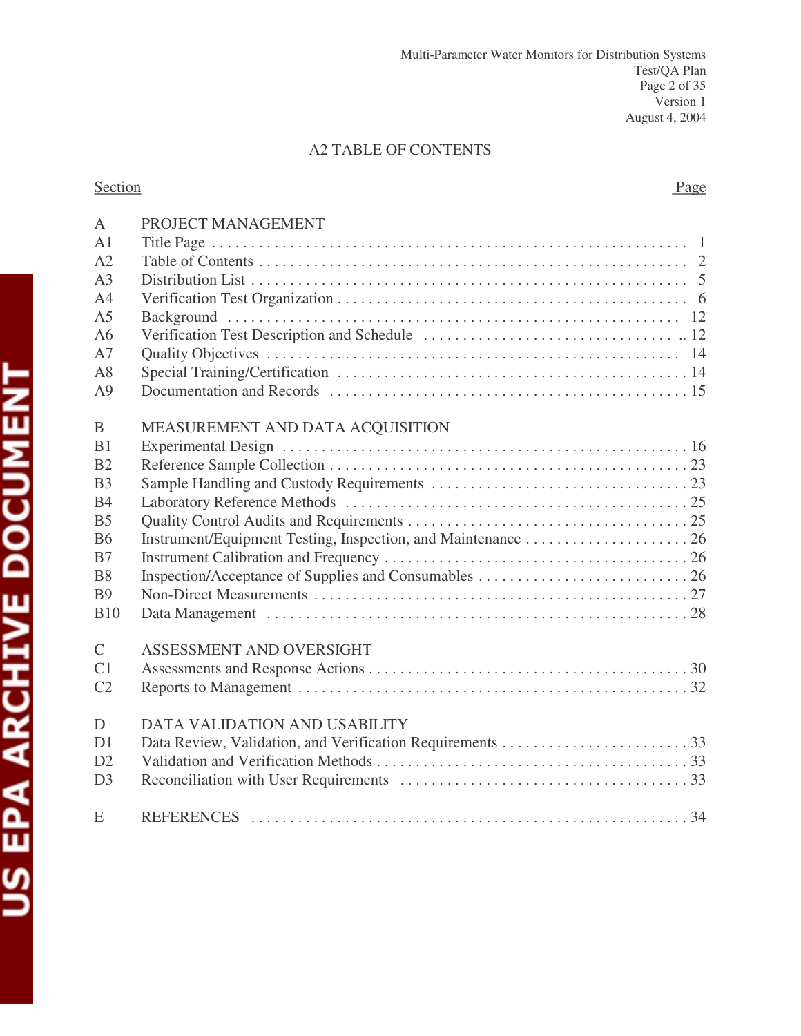## A2 TABLE OF CONTENTS

| Section | | Page |
|---|---|---|
| A | PROJECT MANAGEMENT | |
| A1 | Title Page | 1 |
| A2 | Table of Contents | 2 |
| A3 | Distribution List | 5 |
| A4 | Verification Test Organization | 6 |
| A5 | Background | 12 |
| A6 | Verification Test Description and Schedule | 12 |
| A7 | Quality Objectives | 14 |
| A8 | Special Training/Certification | 14 |
| A9 | Documentation and Records | 15 |
| B | MEASUREMENT AND DATA ACQUISITION | |
| B1 | Experimental Design | 16 |
| B2 | Reference Sample Collection | 23 |
| B3 | Sample Handling and Custody Requirements | 23 |
| B4 | Laboratory Reference Methods | 25 |
| B5 | Quality Control Audits and Requirements | 25 |
| B6 | Instrument/Equipment Testing, Inspection, and Maintenance | 26 |
| B7 | Instrument Calibration and Frequency | 26 |
| B8 | Inspection/Acceptance of Supplies and Consumables | 26 |
| B9 | Non-Direct Measurements | 27 |
| B10 | Data Management | 28 |
| C | ASSESSMENT AND OVERSIGHT | |
| C1 | Assessments and Response Actions | 30 |
| C2 | Reports to Management | 32 |
| D | DATA VALIDATION AND USABILITY | |
| D1 | Data Review, Validation, and Verification Requirements | 33 |
| D2 | Validation and Verification Methods | 33 |
| D3 | Reconciliation with User Requirements | 33 |
| E | REFERENCES | 34 |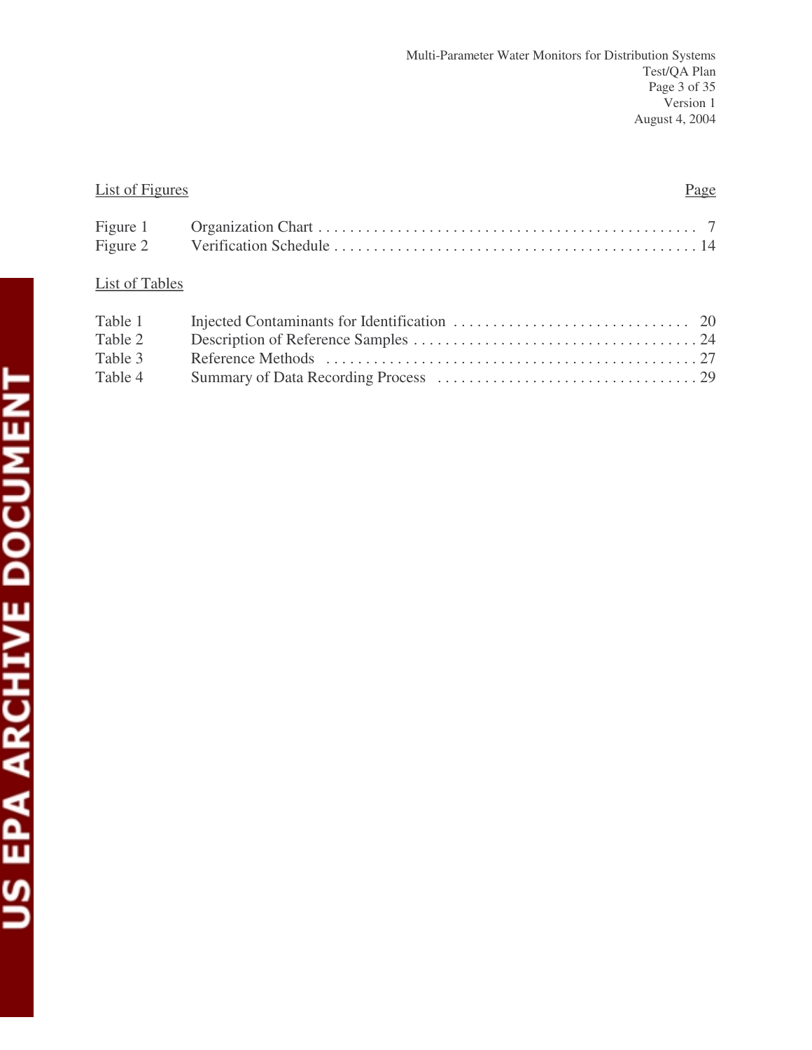<u>List of Figures</u> <u>Page</u>

| | | |
|---|---|---|
| Figure 1 | Organization Chart | 7 |
| Figure 2 | Verification Schedule | 14 |

<u>List of Tables</u>

| | | |
|---|---|---|
| Table 1 | Injected Contaminants for Identification | 20 |
| Table 2 | Description of Reference Samples | 24 |
| Table 3 | Reference Methods | 27 |
| Table 4 | Summary of Data Recording Process | 29 |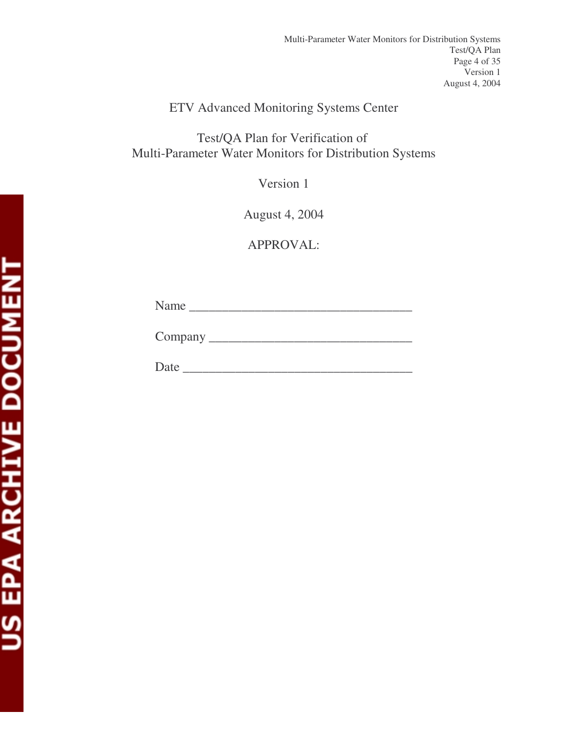ETV Advanced Monitoring Systems Center

Test/QA Plan for Verification of
Multi-Parameter Water Monitors for Distribution Systems

Version 1

August 4, 2004

APPROVAL:

Name ________________________________

Company ______________________________

Date _________________________________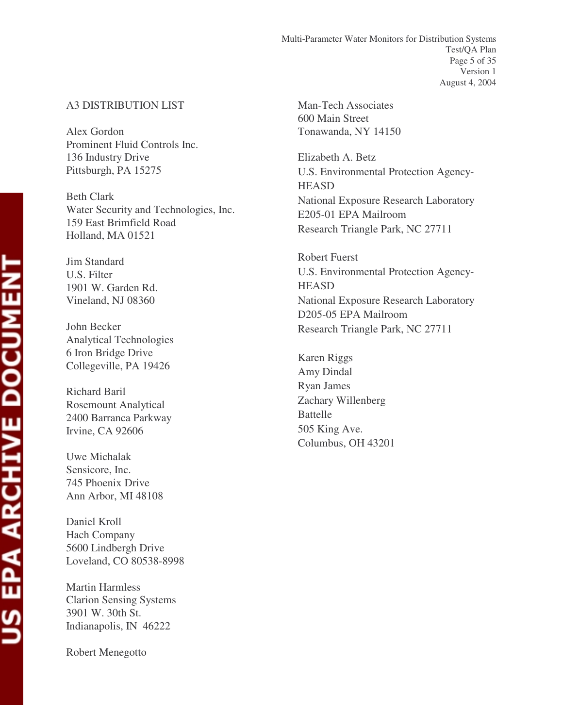## A3 DISTRIBUTION LIST

Alex Gordon
Prominent Fluid Controls Inc.
136 Industry Drive
Pittsburgh, PA 15275

Beth Clark
Water Security and Technologies, Inc.
159 East Brimfield Road
Holland, MA 01521

Jim Standard
U.S. Filter
1901 W. Garden Rd.
Vineland, NJ 08360

John Becker
Analytical Technologies
6 Iron Bridge Drive
Collegeville, PA 19426

Richard Baril
Rosemount Analytical
2400 Barranca Parkway
Irvine, CA 92606

Uwe Michalak
Sensicore, Inc.
745 Phoenix Drive
Ann Arbor, MI 48108

Daniel Kroll
Hach Company
5600 Lindbergh Drive
Loveland, CO 80538-8998

Martin Harmless
Clarion Sensing Systems
3901 W. 30th St.
Indianapolis, IN 46222

Robert Menegotto
Man-Tech Associates
600 Main Street
Tonawanda, NY 14150

Elizabeth A. Betz
U.S. Environmental Protection Agency-HEASD
National Exposure Research Laboratory
E205-01 EPA Mailroom
Research Triangle Park, NC 27711

Robert Fuerst
U.S. Environmental Protection Agency-HEASD
National Exposure Research Laboratory
D205-05 EPA Mailroom
Research Triangle Park, NC 27711

Karen Riggs
Amy Dindal
Ryan James
Zachary Willenberg
Battelle
505 King Ave.
Columbus, OH 43201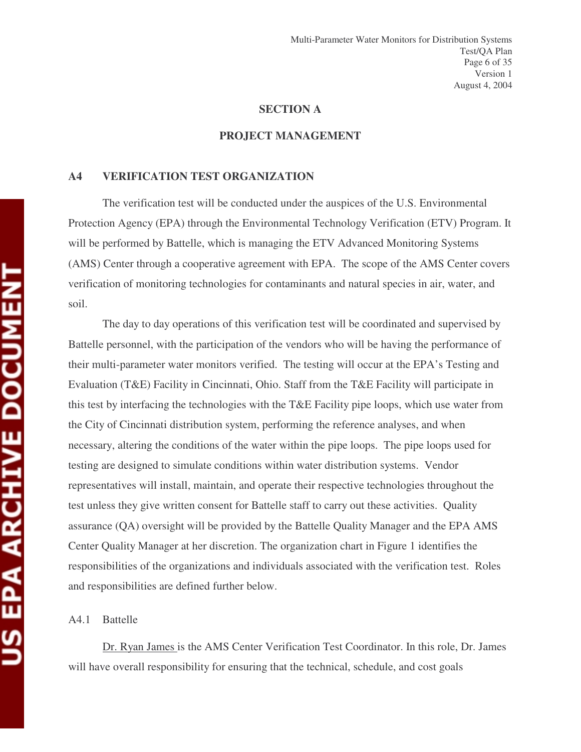# SECTION A

# PROJECT MANAGEMENT

## A4 VERIFICATION TEST ORGANIZATION

The verification test will be conducted under the auspices of the U.S. Environmental Protection Agency (EPA) through the Environmental Technology Verification (ETV) Program. It will be performed by Battelle, which is managing the ETV Advanced Monitoring Systems (AMS) Center through a cooperative agreement with EPA. The scope of the AMS Center covers verification of monitoring technologies for contaminants and natural species in air, water, and soil.

The day to day operations of this verification test will be coordinated and supervised by Battelle personnel, with the participation of the vendors who will be having the performance of their multi-parameter water monitors verified. The testing will occur at the EPA's Testing and Evaluation (T&E) Facility in Cincinnati, Ohio. Staff from the T&E Facility will participate in this test by interfacing the technologies with the T&E Facility pipe loops, which use water from the City of Cincinnati distribution system, performing the reference analyses, and when necessary, altering the conditions of the water within the pipe loops. The pipe loops used for testing are designed to simulate conditions within water distribution systems. Vendor representatives will install, maintain, and operate their respective technologies throughout the test unless they give written consent for Battelle staff to carry out these activities. Quality assurance (QA) oversight will be provided by the Battelle Quality Manager and the EPA AMS Center Quality Manager at her discretion. The organization chart in Figure 1 identifies the responsibilities of the organizations and individuals associated with the verification test. Roles and responsibilities are defined further below.

### A4.1 Battelle

Dr. Ryan James is the AMS Center Verification Test Coordinator. In this role, Dr. James will have overall responsibility for ensuring that the technical, schedule, and cost goals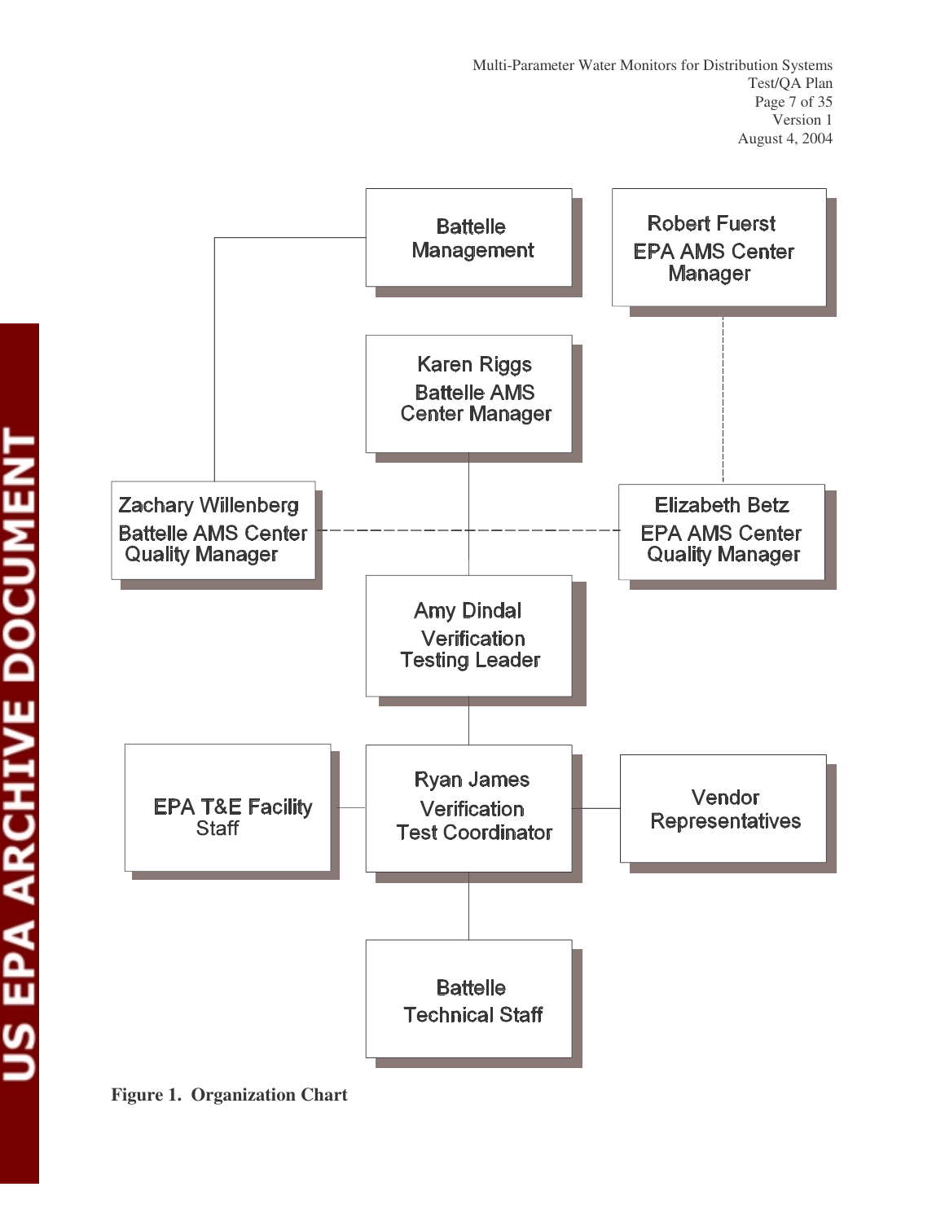Battelle Management

Robert Fuerst
EPA AMS Center Manager

Karen Riggs
Battelle AMS Center Manager

Zachary Willenberg
Battelle AMS Center Quality Manager

Elizabeth Betz
EPA AMS Center Quality Manager

Amy Dindal
Verification Testing Leader

EPA T&E Facility Staff

Ryan James
Verification Test Coordinator

Vendor Representatives

Battelle Technical Staff

**Figure 1. Organization Chart**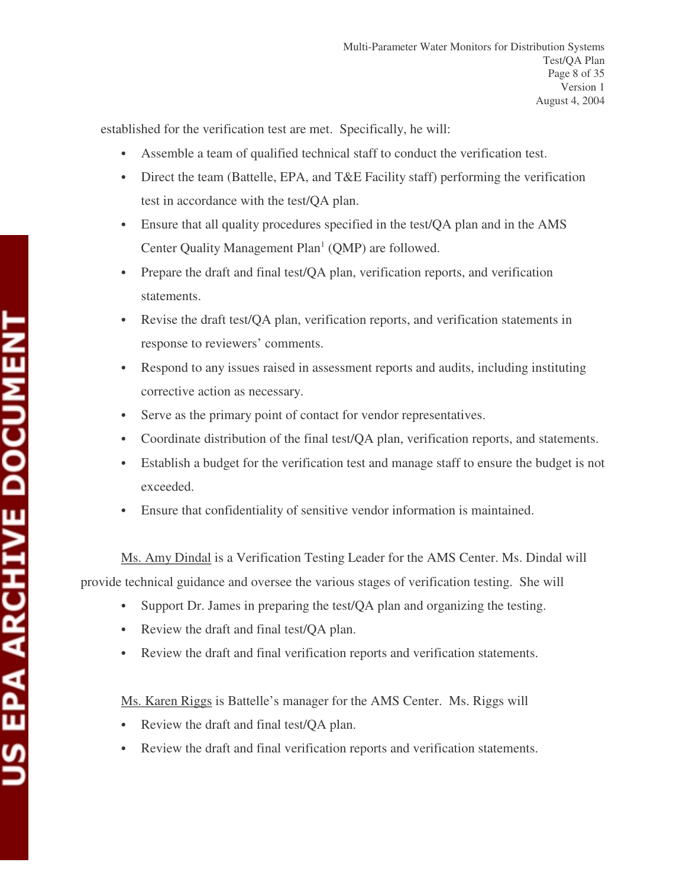established for the verification test are met. Specifically, he will:

- Assemble a team of qualified technical staff to conduct the verification test.
- Direct the team (Battelle, EPA, and T&E Facility staff) performing the verification test in accordance with the test/QA plan.
- Ensure that all quality procedures specified in the test/QA plan and in the AMS Center Quality Management Plan[1] (QMP) are followed.
- Prepare the draft and final test/QA plan, verification reports, and verification statements.
- Revise the draft test/QA plan, verification reports, and verification statements in response to reviewers' comments.
- Respond to any issues raised in assessment reports and audits, including instituting corrective action as necessary.
- Serve as the primary point of contact for vendor representatives.
- Coordinate distribution of the final test/QA plan, verification reports, and statements.
- Establish a budget for the verification test and manage staff to ensure the budget is not exceeded.
- Ensure that confidentiality of sensitive vendor information is maintained.

Ms. Amy Dindal is a Verification Testing Leader for the AMS Center. Ms. Dindal will provide technical guidance and oversee the various stages of verification testing. She will

- Support Dr. James in preparing the test/QA plan and organizing the testing.
- Review the draft and final test/QA plan.
- Review the draft and final verification reports and verification statements.

Ms. Karen Riggs is Battelle's manager for the AMS Center. Ms. Riggs will

- Review the draft and final test/QA plan.
- Review the draft and final verification reports and verification statements.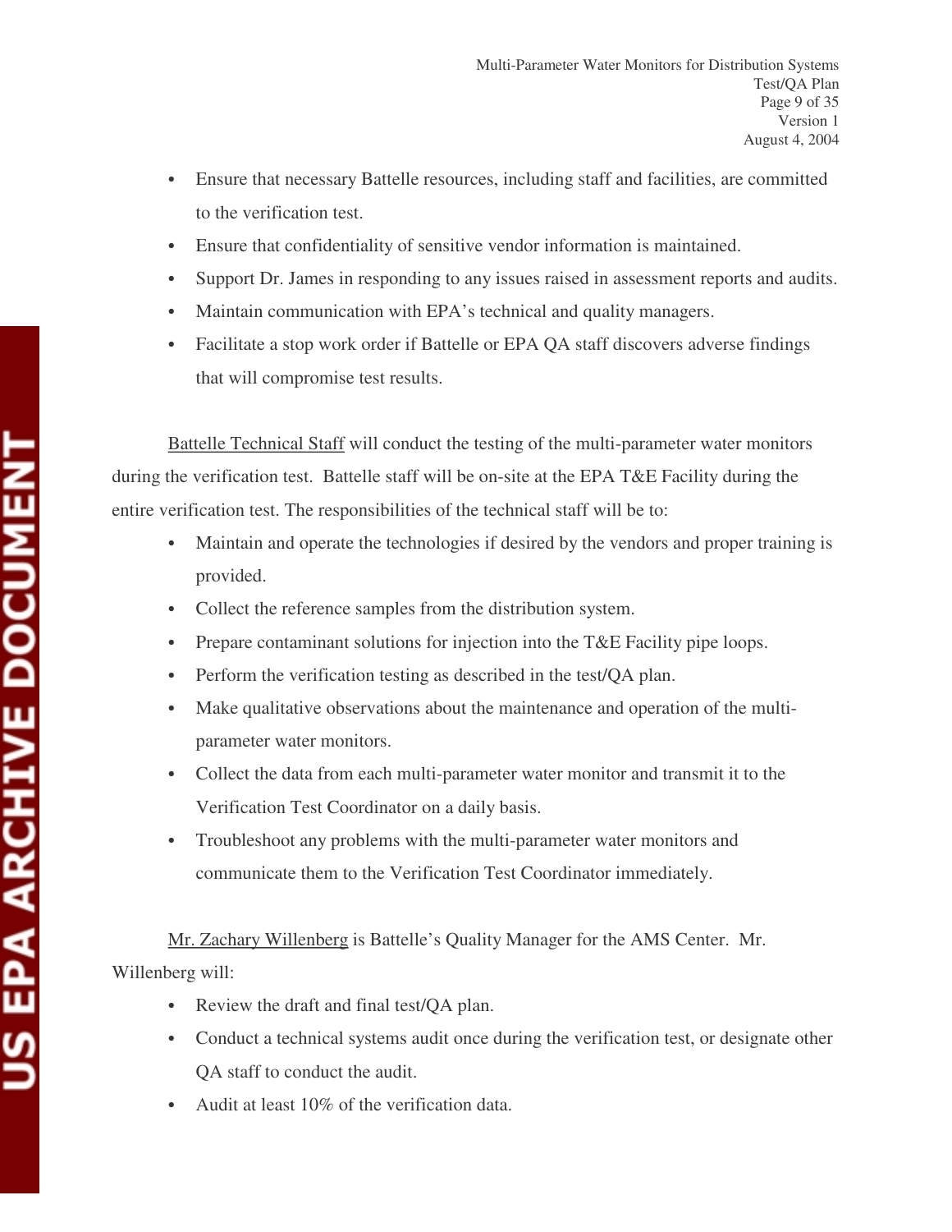- Ensure that necessary Battelle resources, including staff and facilities, are committed to the verification test.
- Ensure that confidentiality of sensitive vendor information is maintained.
- Support Dr. James in responding to any issues raised in assessment reports and audits.
- Maintain communication with EPA's technical and quality managers.
- Facilitate a stop work order if Battelle or EPA QA staff discovers adverse findings that will compromise test results.

Battelle Technical Staff will conduct the testing of the multi-parameter water monitors during the verification test. Battelle staff will be on-site at the EPA T&E Facility during the entire verification test. The responsibilities of the technical staff will be to:

- Maintain and operate the technologies if desired by the vendors and proper training is provided.
- Collect the reference samples from the distribution system.
- Prepare contaminant solutions for injection into the T&E Facility pipe loops.
- Perform the verification testing as described in the test/QA plan.
- Make qualitative observations about the maintenance and operation of the multi-parameter water monitors.
- Collect the data from each multi-parameter water monitor and transmit it to the Verification Test Coordinator on a daily basis.
- Troubleshoot any problems with the multi-parameter water monitors and communicate them to the Verification Test Coordinator immediately.

Mr. Zachary Willenberg is Battelle's Quality Manager for the AMS Center. Mr. Willenberg will:

- Review the draft and final test/QA plan.
- Conduct a technical systems audit once during the verification test, or designate other QA staff to conduct the audit.
- Audit at least 10% of the verification data.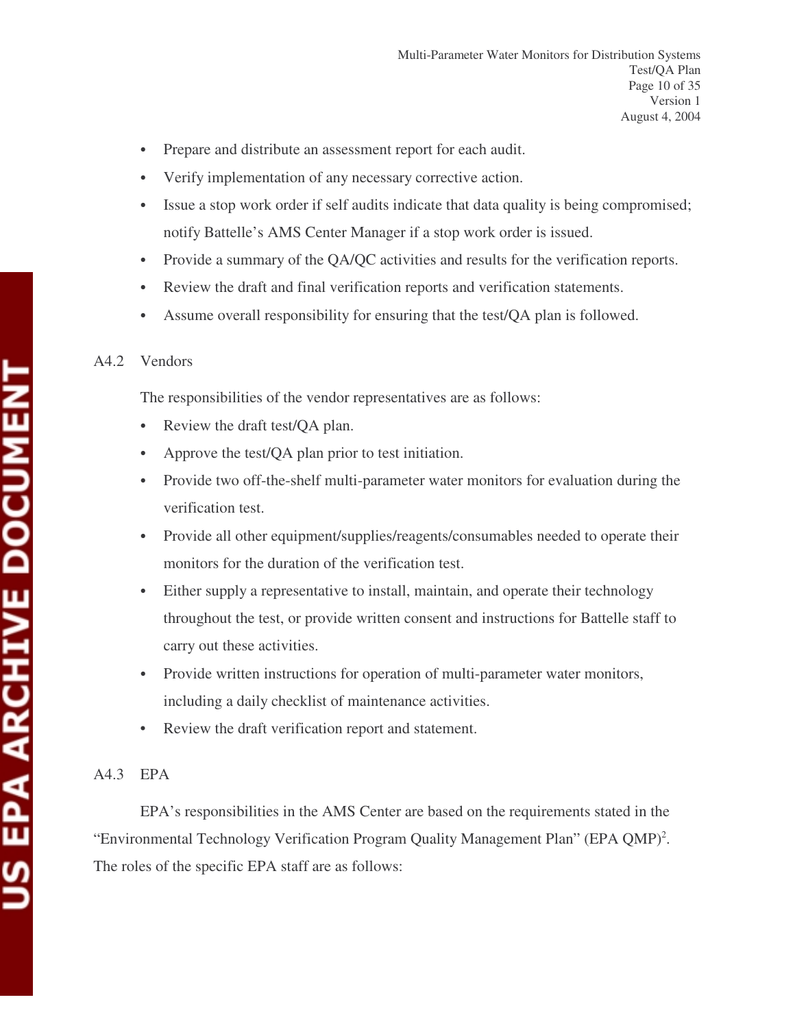- Prepare and distribute an assessment report for each audit.
- Verify implementation of any necessary corrective action.
- Issue a stop work order if self audits indicate that data quality is being compromised; notify Battelle's AMS Center Manager if a stop work order is issued.
- Provide a summary of the QA/QC activities and results for the verification reports.
- Review the draft and final verification reports and verification statements.
- Assume overall responsibility for ensuring that the test/QA plan is followed.

### A4.2 Vendors

The responsibilities of the vendor representatives are as follows:

- Review the draft test/QA plan.
- Approve the test/QA plan prior to test initiation.
- Provide two off-the-shelf multi-parameter water monitors for evaluation during the verification test.
- Provide all other equipment/supplies/reagents/consumables needed to operate their monitors for the duration of the verification test.
- Either supply a representative to install, maintain, and operate their technology throughout the test, or provide written consent and instructions for Battelle staff to carry out these activities.
- Provide written instructions for operation of multi-parameter water monitors, including a daily checklist of maintenance activities.
- Review the draft verification report and statement.

### A4.3 EPA

EPA's responsibilities in the AMS Center are based on the requirements stated in the "Environmental Technology Verification Program Quality Management Plan" (EPA QMP)[2]. The roles of the specific EPA staff are as follows: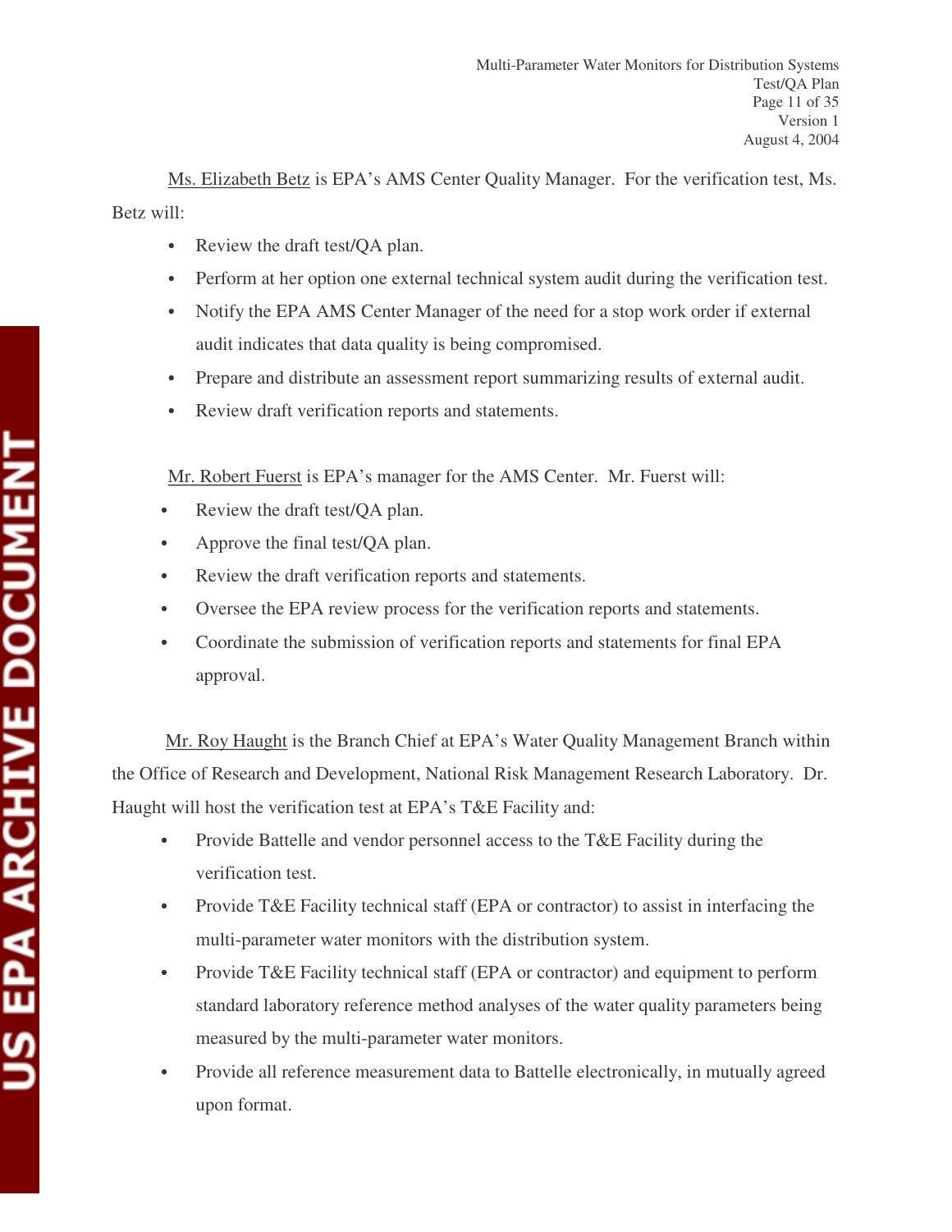Ms. Elizabeth Betz is EPA's AMS Center Quality Manager. For the verification test, Ms. Betz will:

- Review the draft test/QA plan.
- Perform at her option one external technical system audit during the verification test.
- Notify the EPA AMS Center Manager of the need for a stop work order if external audit indicates that data quality is being compromised.
- Prepare and distribute an assessment report summarizing results of external audit.
- Review draft verification reports and statements.

Mr. Robert Fuerst is EPA's manager for the AMS Center. Mr. Fuerst will:

- Review the draft test/QA plan.
- Approve the final test/QA plan.
- Review the draft verification reports and statements.
- Oversee the EPA review process for the verification reports and statements.
- Coordinate the submission of verification reports and statements for final EPA approval.

Mr. Roy Haught is the Branch Chief at EPA's Water Quality Management Branch within the Office of Research and Development, National Risk Management Research Laboratory. Dr. Haught will host the verification test at EPA's T&E Facility and:

- Provide Battelle and vendor personnel access to the T&E Facility during the verification test.
- Provide T&E Facility technical staff (EPA or contractor) to assist in interfacing the multi-parameter water monitors with the distribution system.
- Provide T&E Facility technical staff (EPA or contractor) and equipment to perform standard laboratory reference method analyses of the water quality parameters being measured by the multi-parameter water monitors.
- Provide all reference measurement data to Battelle electronically, in mutually agreed upon format.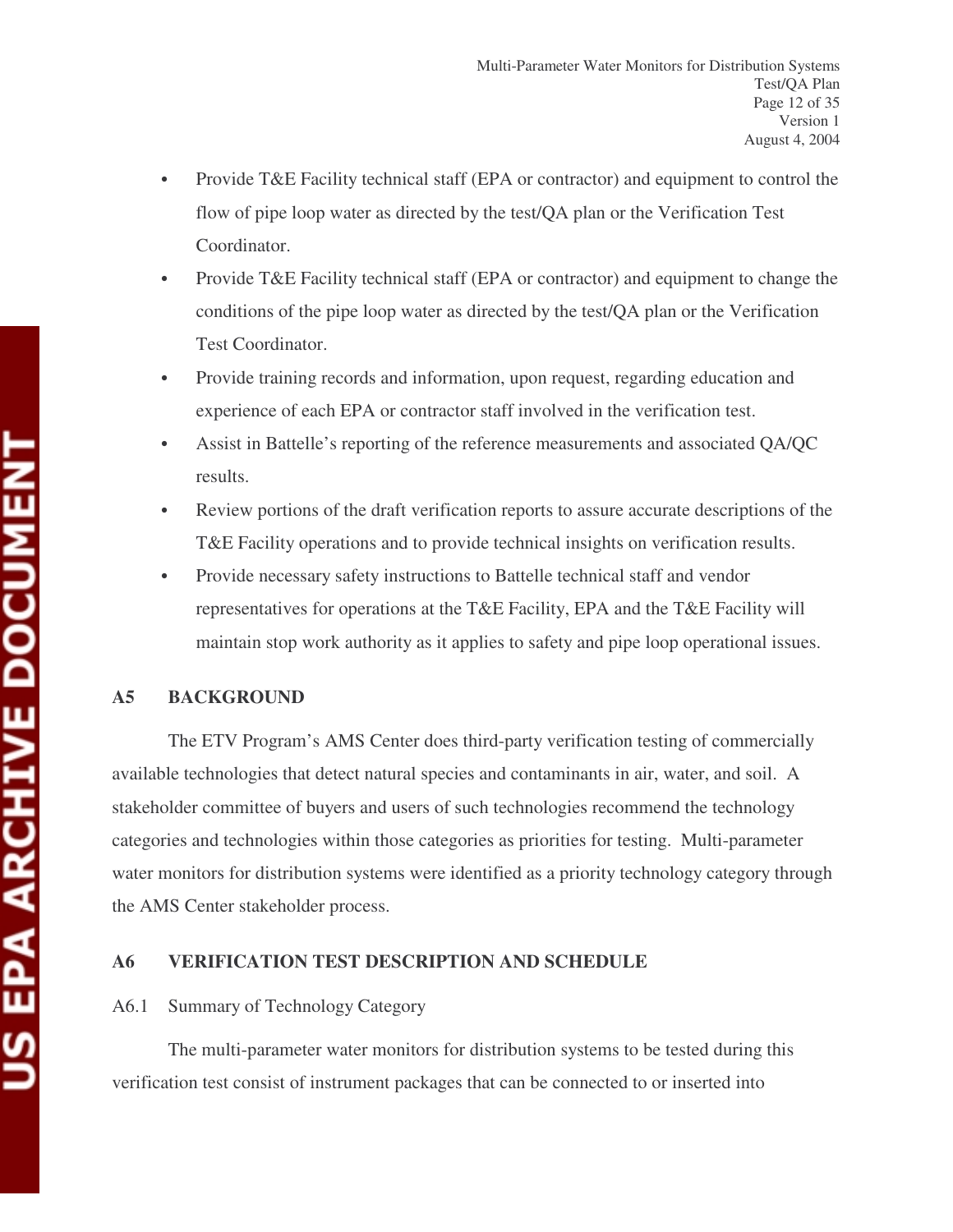- Provide T&E Facility technical staff (EPA or contractor) and equipment to control the flow of pipe loop water as directed by the test/QA plan or the Verification Test Coordinator.
- Provide T&E Facility technical staff (EPA or contractor) and equipment to change the conditions of the pipe loop water as directed by the test/QA plan or the Verification Test Coordinator.
- Provide training records and information, upon request, regarding education and experience of each EPA or contractor staff involved in the verification test.
- Assist in Battelle's reporting of the reference measurements and associated QA/QC results.
- Review portions of the draft verification reports to assure accurate descriptions of the T&E Facility operations and to provide technical insights on verification results.
- Provide necessary safety instructions to Battelle technical staff and vendor representatives for operations at the T&E Facility, EPA and the T&E Facility will maintain stop work authority as it applies to safety and pipe loop operational issues.

## A5 BACKGROUND

The ETV Program's AMS Center does third-party verification testing of commercially available technologies that detect natural species and contaminants in air, water, and soil. A stakeholder committee of buyers and users of such technologies recommend the technology categories and technologies within those categories as priorities for testing. Multi-parameter water monitors for distribution systems were identified as a priority technology category through the AMS Center stakeholder process.

## A6 VERIFICATION TEST DESCRIPTION AND SCHEDULE

### A6.1 Summary of Technology Category

The multi-parameter water monitors for distribution systems to be tested during this verification test consist of instrument packages that can be connected to or inserted into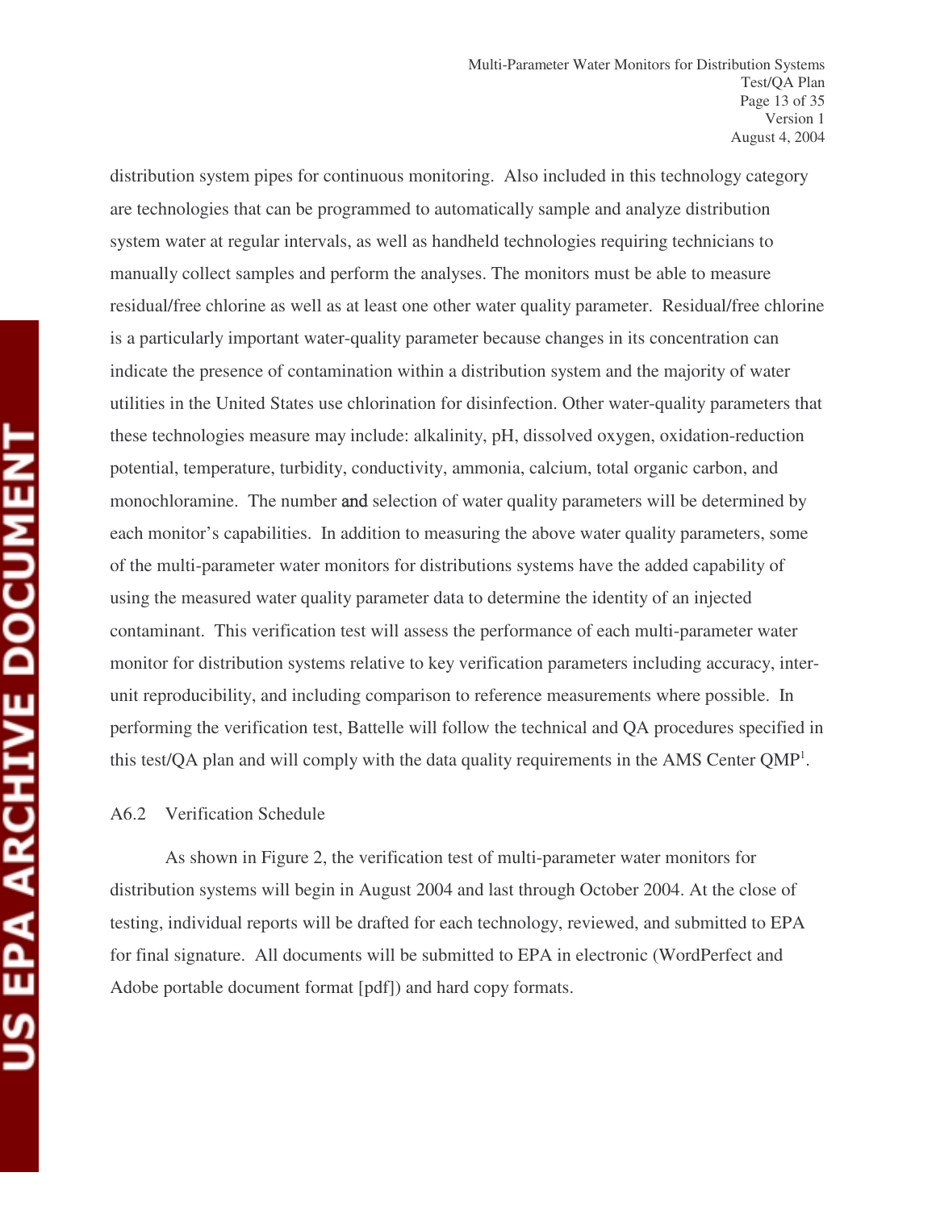distribution system pipes for continuous monitoring. Also included in this technology category are technologies that can be programmed to automatically sample and analyze distribution system water at regular intervals, as well as handheld technologies requiring technicians to manually collect samples and perform the analyses. The monitors must be able to measure residual/free chlorine as well as at least one other water quality parameter. Residual/free chlorine is a particularly important water-quality parameter because changes in its concentration can indicate the presence of contamination within a distribution system and the majority of water utilities in the United States use chlorination for disinfection. Other water-quality parameters that these technologies measure may include: alkalinity, pH, dissolved oxygen, oxidation-reduction potential, temperature, turbidity, conductivity, ammonia, calcium, total organic carbon, and monochloramine. The number and selection of water quality parameters will be determined by each monitor's capabilities. In addition to measuring the above water quality parameters, some of the multi-parameter water monitors for distributions systems have the added capability of using the measured water quality parameter data to determine the identity of an injected contaminant. This verification test will assess the performance of each multi-parameter water monitor for distribution systems relative to key verification parameters including accuracy, inter-unit reproducibility, and including comparison to reference measurements where possible. In performing the verification test, Battelle will follow the technical and QA procedures specified in this test/QA plan and will comply with the data quality requirements in the AMS Center QMP[1].

### A6.2 Verification Schedule

As shown in Figure 2, the verification test of multi-parameter water monitors for distribution systems will begin in August 2004 and last through October 2004. At the close of testing, individual reports will be drafted for each technology, reviewed, and submitted to EPA for final signature. All documents will be submitted to EPA in electronic (WordPerfect and Adobe portable document format [pdf]) and hard copy formats.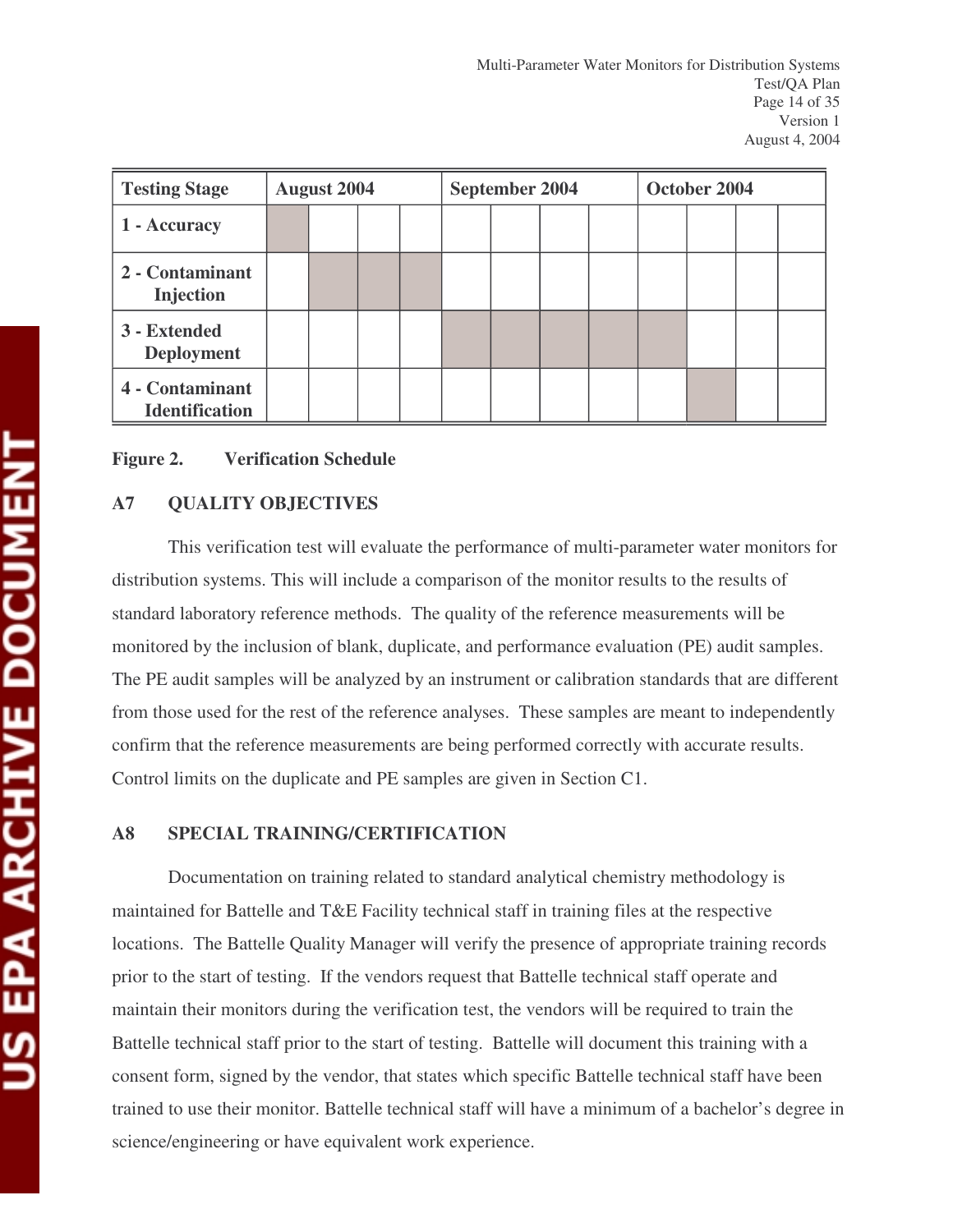| Testing Stage | August 2004 | | | | September 2004 | | | | October 2004 | | | |
|---|---|---|---|---|---|---|---|---|---|---|---|---|
| 1 - Accuracy | ■ | | | | | | | | | | | |
| 2 - Contaminant Injection | | ■ | ■ | ■ | | | | | | | | |
| 3 - Extended Deployment | | | | | ■ | ■ | ■ | ■ | ■ | | | |
| 4 - Contaminant Identification | | | | | | | | | | ■ | | |

**Figure 2. Verification Schedule**

## A7 QUALITY OBJECTIVES

This verification test will evaluate the performance of multi-parameter water monitors for distribution systems. This will include a comparison of the monitor results to the results of standard laboratory reference methods. The quality of the reference measurements will be monitored by the inclusion of blank, duplicate, and performance evaluation (PE) audit samples. The PE audit samples will be analyzed by an instrument or calibration standards that are different from those used for the rest of the reference analyses. These samples are meant to independently confirm that the reference measurements are being performed correctly with accurate results. Control limits on the duplicate and PE samples are given in Section C1.

## A8 SPECIAL TRAINING/CERTIFICATION

Documentation on training related to standard analytical chemistry methodology is maintained for Battelle and T&E Facility technical staff in training files at the respective locations. The Battelle Quality Manager will verify the presence of appropriate training records prior to the start of testing. If the vendors request that Battelle technical staff operate and maintain their monitors during the verification test, the vendors will be required to train the Battelle technical staff prior to the start of testing. Battelle will document this training with a consent form, signed by the vendor, that states which specific Battelle technical staff have been trained to use their monitor. Battelle technical staff will have a minimum of a bachelor's degree in science/engineering or have equivalent work experience.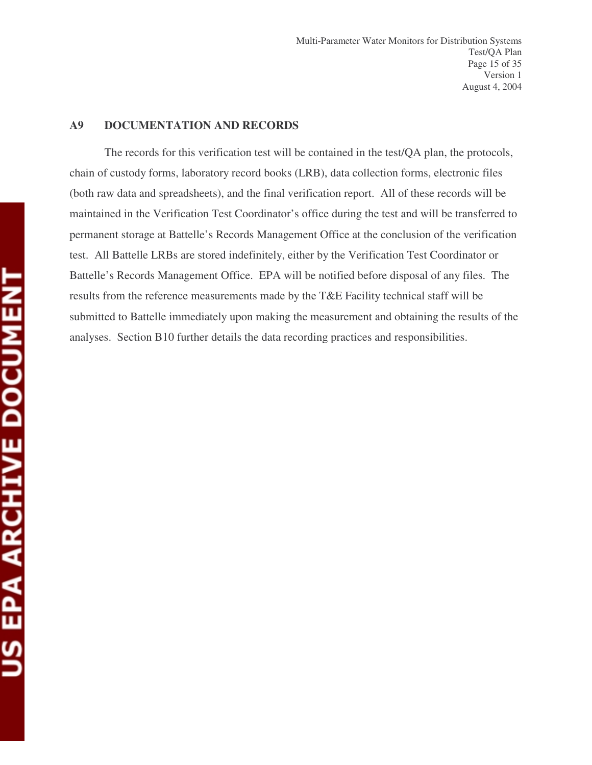## A9 DOCUMENTATION AND RECORDS

The records for this verification test will be contained in the test/QA plan, the protocols, chain of custody forms, laboratory record books (LRB), data collection forms, electronic files (both raw data and spreadsheets), and the final verification report. All of these records will be maintained in the Verification Test Coordinator's office during the test and will be transferred to permanent storage at Battelle's Records Management Office at the conclusion of the verification test. All Battelle LRBs are stored indefinitely, either by the Verification Test Coordinator or Battelle's Records Management Office. EPA will be notified before disposal of any files. The results from the reference measurements made by the T&E Facility technical staff will be submitted to Battelle immediately upon making the measurement and obtaining the results of the analyses. Section B10 further details the data recording practices and responsibilities.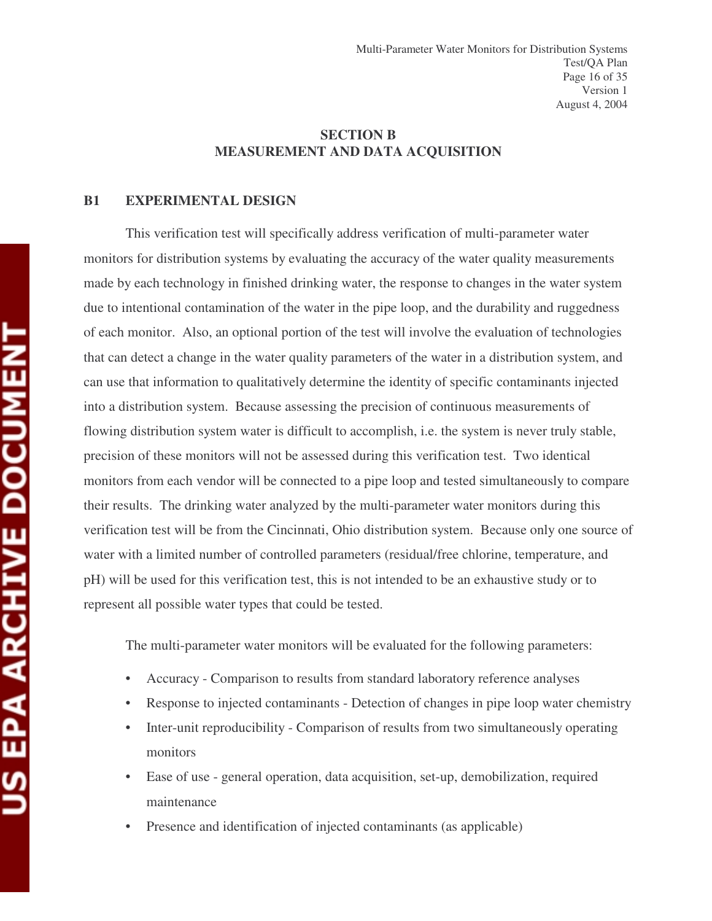## SECTION B
## MEASUREMENT AND DATA ACQUISITION

### B1 EXPERIMENTAL DESIGN

This verification test will specifically address verification of multi-parameter water monitors for distribution systems by evaluating the accuracy of the water quality measurements made by each technology in finished drinking water, the response to changes in the water system due to intentional contamination of the water in the pipe loop, and the durability and ruggedness of each monitor. Also, an optional portion of the test will involve the evaluation of technologies that can detect a change in the water quality parameters of the water in a distribution system, and can use that information to qualitatively determine the identity of specific contaminants injected into a distribution system. Because assessing the precision of continuous measurements of flowing distribution system water is difficult to accomplish, i.e. the system is never truly stable, precision of these monitors will not be assessed during this verification test. Two identical monitors from each vendor will be connected to a pipe loop and tested simultaneously to compare their results. The drinking water analyzed by the multi-parameter water monitors during this verification test will be from the Cincinnati, Ohio distribution system. Because only one source of water with a limited number of controlled parameters (residual/free chlorine, temperature, and pH) will be used for this verification test, this is not intended to be an exhaustive study or to represent all possible water types that could be tested.

The multi-parameter water monitors will be evaluated for the following parameters:

- Accuracy - Comparison to results from standard laboratory reference analyses
- Response to injected contaminants - Detection of changes in pipe loop water chemistry
- Inter-unit reproducibility - Comparison of results from two simultaneously operating monitors
- Ease of use - general operation, data acquisition, set-up, demobilization, required maintenance
- Presence and identification of injected contaminants (as applicable)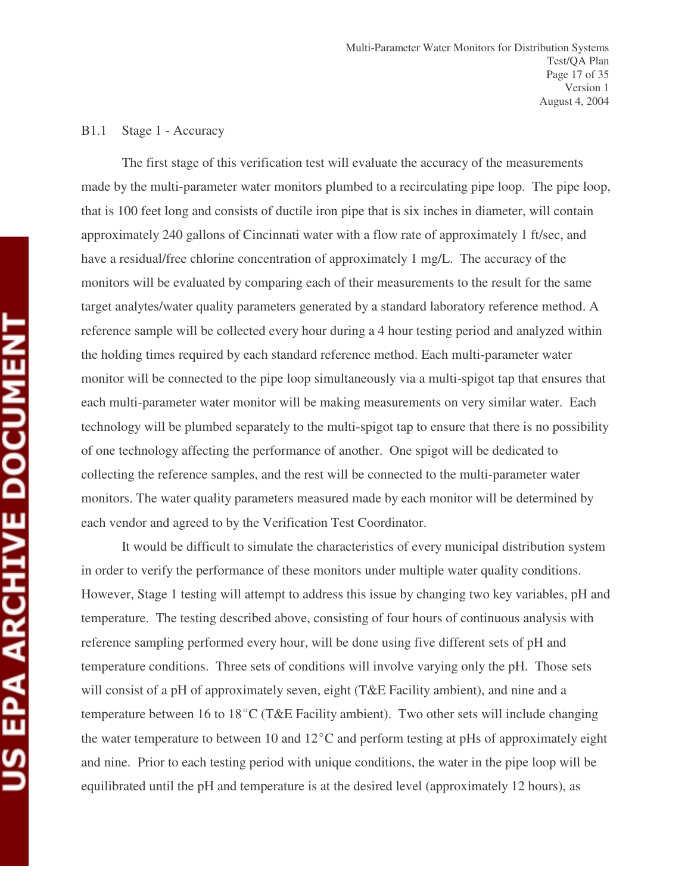### B1.1 Stage 1 - Accuracy

The first stage of this verification test will evaluate the accuracy of the measurements made by the multi-parameter water monitors plumbed to a recirculating pipe loop. The pipe loop, that is 100 feet long and consists of ductile iron pipe that is six inches in diameter, will contain approximately 240 gallons of Cincinnati water with a flow rate of approximately 1 ft/sec, and have a residual/free chlorine concentration of approximately 1 mg/L. The accuracy of the monitors will be evaluated by comparing each of their measurements to the result for the same target analytes/water quality parameters generated by a standard laboratory reference method. A reference sample will be collected every hour during a 4 hour testing period and analyzed within the holding times required by each standard reference method. Each multi-parameter water monitor will be connected to the pipe loop simultaneously via a multi-spigot tap that ensures that each multi-parameter water monitor will be making measurements on very similar water. Each technology will be plumbed separately to the multi-spigot tap to ensure that there is no possibility of one technology affecting the performance of another. One spigot will be dedicated to collecting the reference samples, and the rest will be connected to the multi-parameter water monitors. The water quality parameters measured made by each monitor will be determined by each vendor and agreed to by the Verification Test Coordinator.

It would be difficult to simulate the characteristics of every municipal distribution system in order to verify the performance of these monitors under multiple water quality conditions. However, Stage 1 testing will attempt to address this issue by changing two key variables, pH and temperature. The testing described above, consisting of four hours of continuous analysis with reference sampling performed every hour, will be done using five different sets of pH and temperature conditions. Three sets of conditions will involve varying only the pH. Those sets will consist of a pH of approximately seven, eight (T&E Facility ambient), and nine and a temperature between 16 to 18°C (T&E Facility ambient). Two other sets will include changing the water temperature to between 10 and 12°C and perform testing at pHs of approximately eight and nine. Prior to each testing period with unique conditions, the water in the pipe loop will be equilibrated until the pH and temperature is at the desired level (approximately 12 hours), as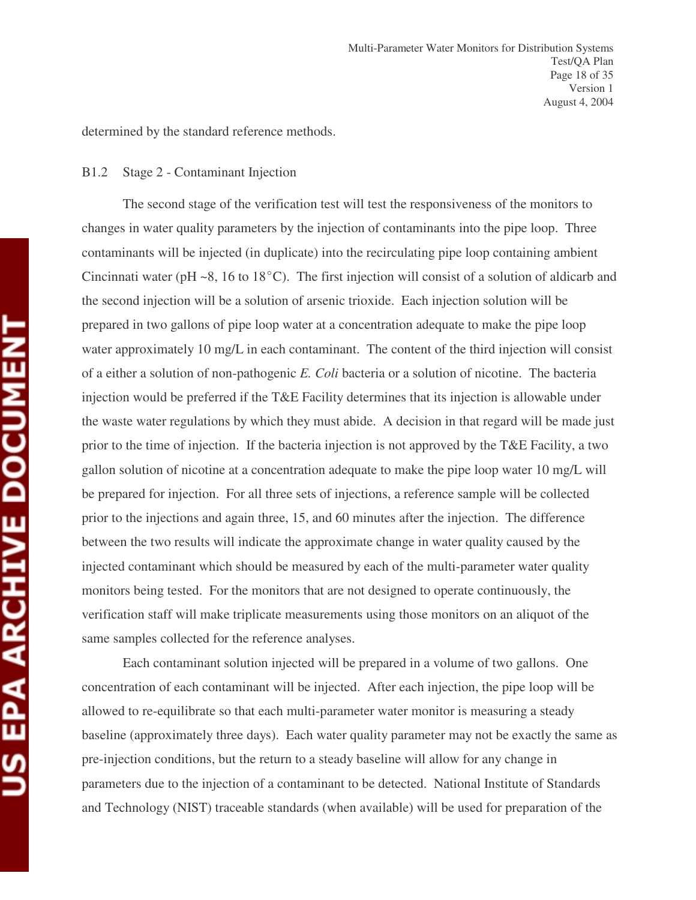determined by the standard reference methods.

### B1.2 Stage 2 - Contaminant Injection

The second stage of the verification test will test the responsiveness of the monitors to changes in water quality parameters by the injection of contaminants into the pipe loop. Three contaminants will be injected (in duplicate) into the recirculating pipe loop containing ambient Cincinnati water (pH ~8, 16 to 18°C). The first injection will consist of a solution of aldicarb and the second injection will be a solution of arsenic trioxide. Each injection solution will be prepared in two gallons of pipe loop water at a concentration adequate to make the pipe loop water approximately 10 mg/L in each contaminant. The content of the third injection will consist of a either a solution of non-pathogenic *E. Coli* bacteria or a solution of nicotine. The bacteria injection would be preferred if the T&E Facility determines that its injection is allowable under the waste water regulations by which they must abide. A decision in that regard will be made just prior to the time of injection. If the bacteria injection is not approved by the T&E Facility, a two gallon solution of nicotine at a concentration adequate to make the pipe loop water 10 mg/L will be prepared for injection. For all three sets of injections, a reference sample will be collected prior to the injections and again three, 15, and 60 minutes after the injection. The difference between the two results will indicate the approximate change in water quality caused by the injected contaminant which should be measured by each of the multi-parameter water quality monitors being tested. For the monitors that are not designed to operate continuously, the verification staff will make triplicate measurements using those monitors on an aliquot of the same samples collected for the reference analyses.

Each contaminant solution injected will be prepared in a volume of two gallons. One concentration of each contaminant will be injected. After each injection, the pipe loop will be allowed to re-equilibrate so that each multi-parameter water monitor is measuring a steady baseline (approximately three days). Each water quality parameter may not be exactly the same as pre-injection conditions, but the return to a steady baseline will allow for any change in parameters due to the injection of a contaminant to be detected. National Institute of Standards and Technology (NIST) traceable standards (when available) will be used for preparation of the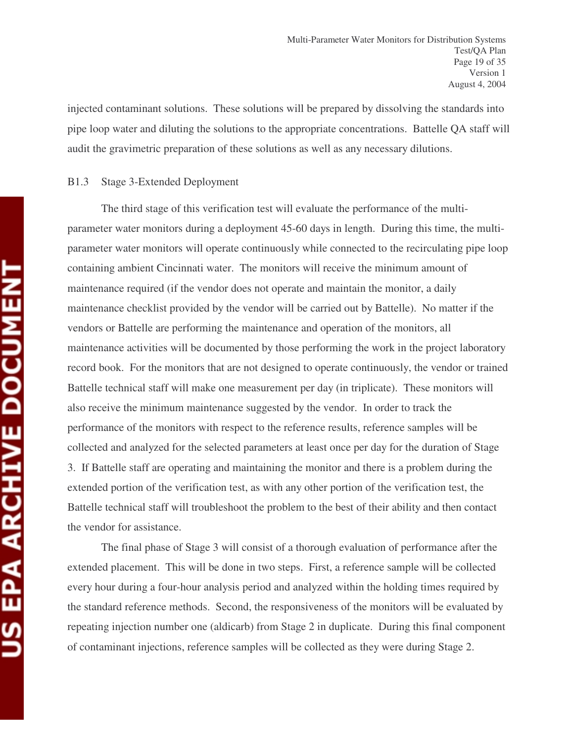injected contaminant solutions. These solutions will be prepared by dissolving the standards into pipe loop water and diluting the solutions to the appropriate concentrations. Battelle QA staff will audit the gravimetric preparation of these solutions as well as any necessary dilutions.

### B1.3 Stage 3-Extended Deployment

The third stage of this verification test will evaluate the performance of the multi-parameter water monitors during a deployment 45-60 days in length. During this time, the multi-parameter water monitors will operate continuously while connected to the recirculating pipe loop containing ambient Cincinnati water. The monitors will receive the minimum amount of maintenance required (if the vendor does not operate and maintain the monitor, a daily maintenance checklist provided by the vendor will be carried out by Battelle). No matter if the vendors or Battelle are performing the maintenance and operation of the monitors, all maintenance activities will be documented by those performing the work in the project laboratory record book. For the monitors that are not designed to operate continuously, the vendor or trained Battelle technical staff will make one measurement per day (in triplicate). These monitors will also receive the minimum maintenance suggested by the vendor. In order to track the performance of the monitors with respect to the reference results, reference samples will be collected and analyzed for the selected parameters at least once per day for the duration of Stage 3. If Battelle staff are operating and maintaining the monitor and there is a problem during the extended portion of the verification test, as with any other portion of the verification test, the Battelle technical staff will troubleshoot the problem to the best of their ability and then contact the vendor for assistance.

The final phase of Stage 3 will consist of a thorough evaluation of performance after the extended placement. This will be done in two steps. First, a reference sample will be collected every hour during a four-hour analysis period and analyzed within the holding times required by the standard reference methods. Second, the responsiveness of the monitors will be evaluated by repeating injection number one (aldicarb) from Stage 2 in duplicate. During this final component of contaminant injections, reference samples will be collected as they were during Stage 2.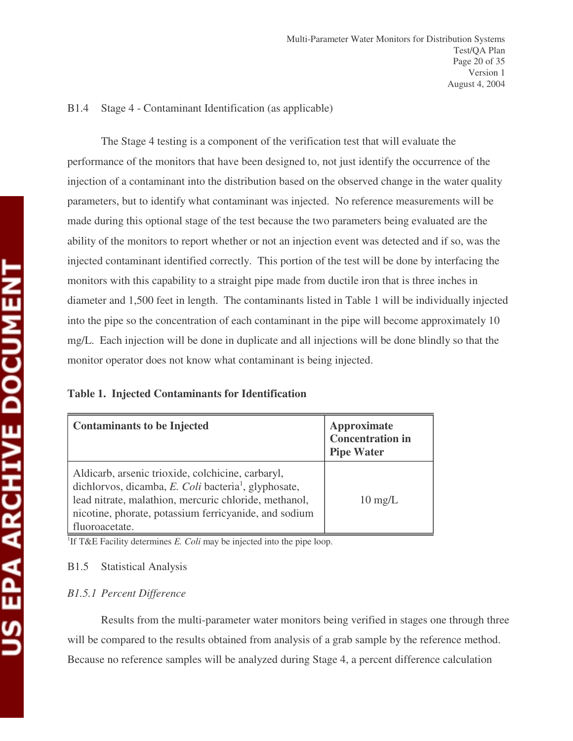### B1.4 Stage 4 - Contaminant Identification (as applicable)

The Stage 4 testing is a component of the verification test that will evaluate the performance of the monitors that have been designed to, not just identify the occurrence of the injection of a contaminant into the distribution based on the observed change in the water quality parameters, but to identify what contaminant was injected. No reference measurements will be made during this optional stage of the test because the two parameters being evaluated are the ability of the monitors to report whether or not an injection event was detected and if so, was the injected contaminant identified correctly. This portion of the test will be done by interfacing the monitors with this capability to a straight pipe made from ductile iron that is three inches in diameter and 1,500 feet in length. The contaminants listed in Table 1 will be individually injected into the pipe so the concentration of each contaminant in the pipe will become approximately 10 mg/L. Each injection will be done in duplicate and all injections will be done blindly so that the monitor operator does not know what contaminant is being injected.

**Table 1. Injected Contaminants for Identification**

| **Contaminants to be Injected** | **Approximate Concentration in Pipe Water** |
|---|---|
| Aldicarb, arsenic trioxide, colchicine, carbaryl, dichlorvos, dicamba, *E. Coli* bacteria[1], glyphosate, lead nitrate, malathion, mercuric chloride, methanol, nicotine, phorate, potassium ferricyanide, and sodium fluoroacetate. | 10 mg/L |

[1]If T&E Facility determines *E. Coli* may be injected into the pipe loop.

### B1.5 Statistical Analysis

#### *B1.5.1 Percent Difference*

Results from the multi-parameter water monitors being verified in stages one through three will be compared to the results obtained from analysis of a grab sample by the reference method. Because no reference samples will be analyzed during Stage 4, a percent difference calculation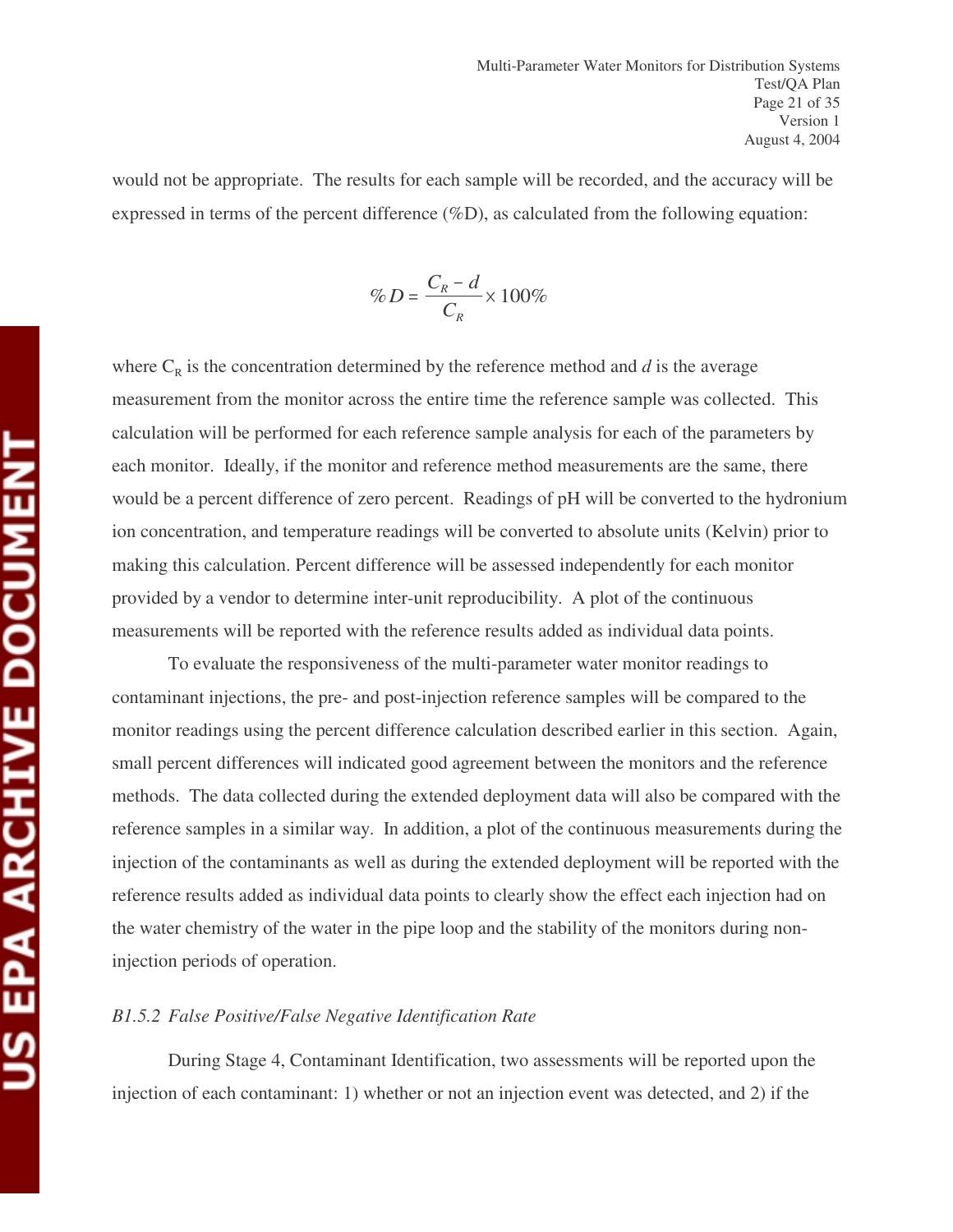would not be appropriate. The results for each sample will be recorded, and the accuracy will be expressed in terms of the percent difference (%D), as calculated from the following equation:

$$\%D = \frac{C_R - d}{C_R} \times 100\%$$

where $C_R$ is the concentration determined by the reference method and *d* is the average measurement from the monitor across the entire time the reference sample was collected. This calculation will be performed for each reference sample analysis for each of the parameters by each monitor. Ideally, if the monitor and reference method measurements are the same, there would be a percent difference of zero percent. Readings of pH will be converted to the hydronium ion concentration, and temperature readings will be converted to absolute units (Kelvin) prior to making this calculation. Percent difference will be assessed independently for each monitor provided by a vendor to determine inter-unit reproducibility. A plot of the continuous measurements will be reported with the reference results added as individual data points.

To evaluate the responsiveness of the multi-parameter water monitor readings to contaminant injections, the pre- and post-injection reference samples will be compared to the monitor readings using the percent difference calculation described earlier in this section. Again, small percent differences will indicated good agreement between the monitors and the reference methods. The data collected during the extended deployment data will also be compared with the reference samples in a similar way. In addition, a plot of the continuous measurements during the injection of the contaminants as well as during the extended deployment will be reported with the reference results added as individual data points to clearly show the effect each injection had on the water chemistry of the water in the pipe loop and the stability of the monitors during non-injection periods of operation.

### *B1.5.2 False Positive/False Negative Identification Rate*

During Stage 4, Contaminant Identification, two assessments will be reported upon the injection of each contaminant: 1) whether or not an injection event was detected, and 2) if the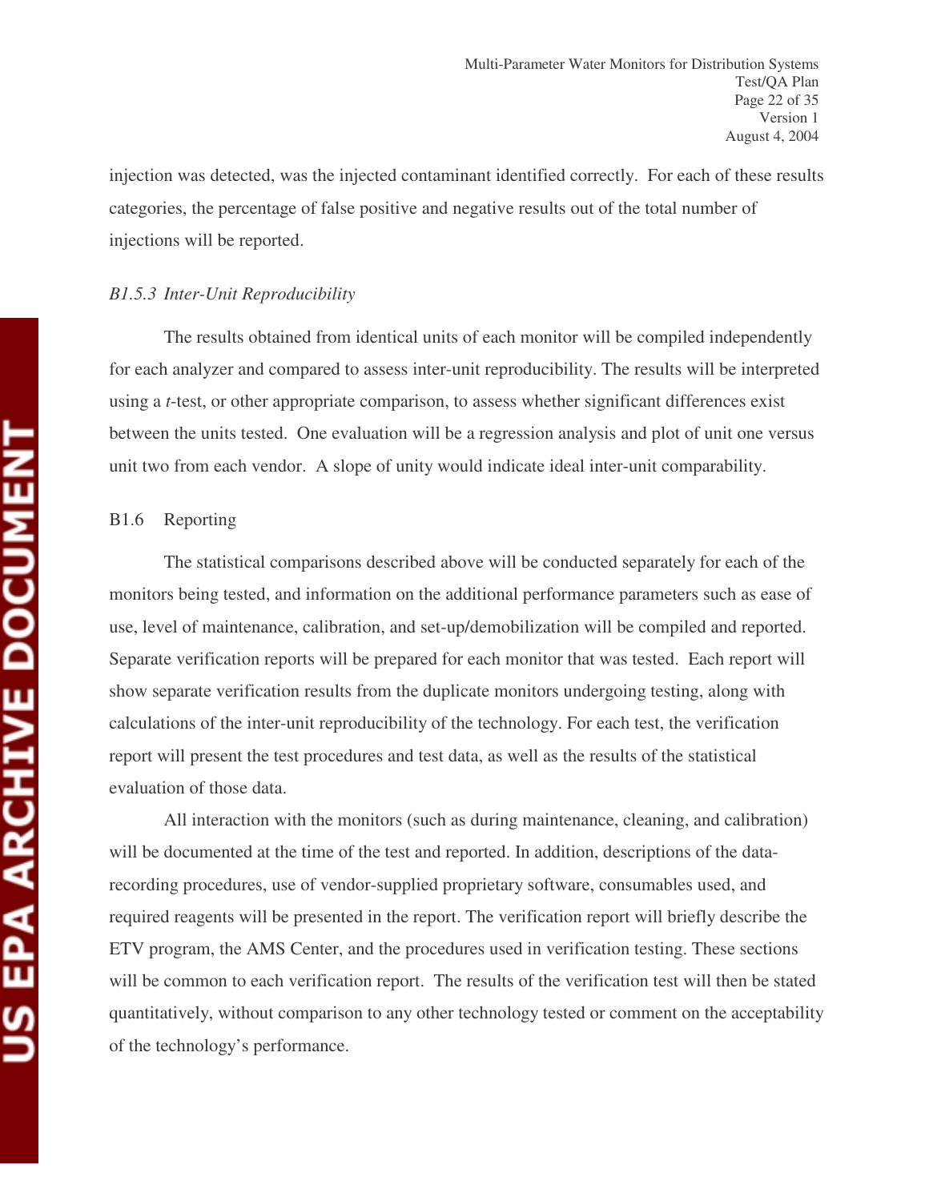injection was detected, was the injected contaminant identified correctly. For each of these results categories, the percentage of false positive and negative results out of the total number of injections will be reported.

### *B1.5.3 Inter-Unit Reproducibility*

The results obtained from identical units of each monitor will be compiled independently for each analyzer and compared to assess inter-unit reproducibility. The results will be interpreted using a *t*-test, or other appropriate comparison, to assess whether significant differences exist between the units tested. One evaluation will be a regression analysis and plot of unit one versus unit two from each vendor. A slope of unity would indicate ideal inter-unit comparability.

## B1.6 Reporting

The statistical comparisons described above will be conducted separately for each of the monitors being tested, and information on the additional performance parameters such as ease of use, level of maintenance, calibration, and set-up/demobilization will be compiled and reported. Separate verification reports will be prepared for each monitor that was tested. Each report will show separate verification results from the duplicate monitors undergoing testing, along with calculations of the inter-unit reproducibility of the technology. For each test, the verification report will present the test procedures and test data, as well as the results of the statistical evaluation of those data.

All interaction with the monitors (such as during maintenance, cleaning, and calibration) will be documented at the time of the test and reported. In addition, descriptions of the data-recording procedures, use of vendor-supplied proprietary software, consumables used, and required reagents will be presented in the report. The verification report will briefly describe the ETV program, the AMS Center, and the procedures used in verification testing. These sections will be common to each verification report. The results of the verification test will then be stated quantitatively, without comparison to any other technology tested or comment on the acceptability of the technology's performance.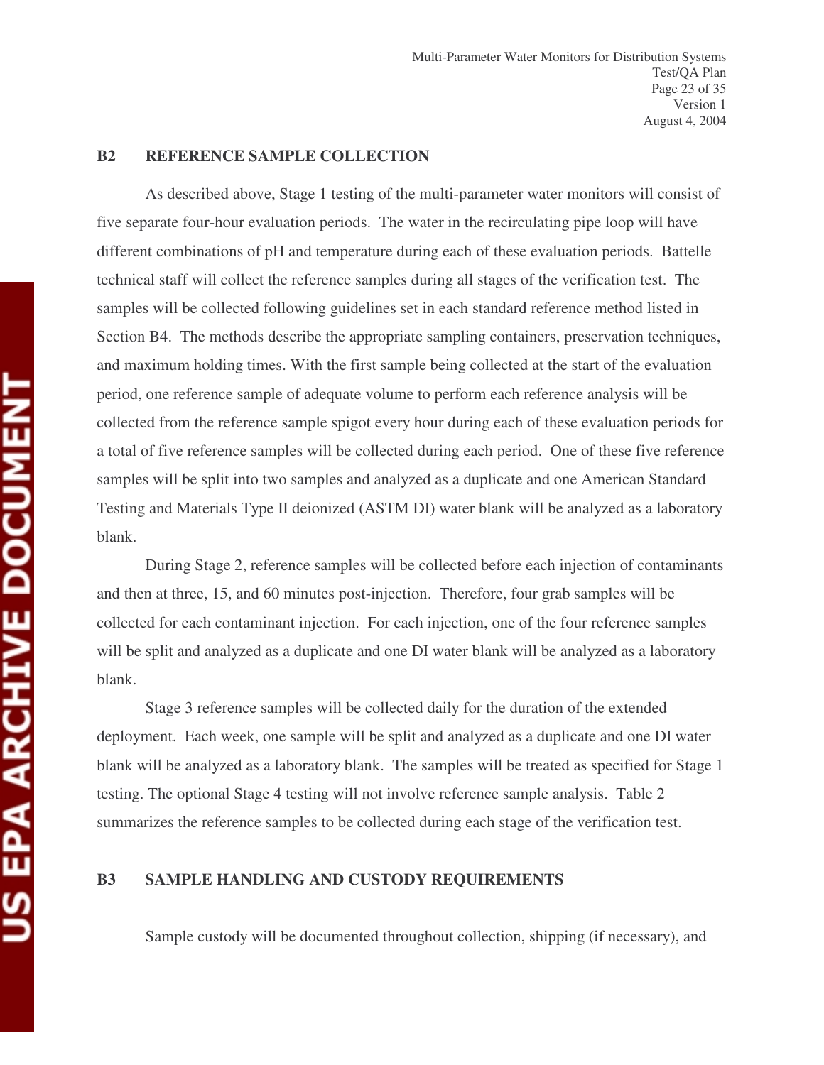## B2 REFERENCE SAMPLE COLLECTION

As described above, Stage 1 testing of the multi-parameter water monitors will consist of five separate four-hour evaluation periods. The water in the recirculating pipe loop will have different combinations of pH and temperature during each of these evaluation periods. Battelle technical staff will collect the reference samples during all stages of the verification test. The samples will be collected following guidelines set in each standard reference method listed in Section B4. The methods describe the appropriate sampling containers, preservation techniques, and maximum holding times. With the first sample being collected at the start of the evaluation period, one reference sample of adequate volume to perform each reference analysis will be collected from the reference sample spigot every hour during each of these evaluation periods for a total of five reference samples will be collected during each period. One of these five reference samples will be split into two samples and analyzed as a duplicate and one American Standard Testing and Materials Type II deionized (ASTM DI) water blank will be analyzed as a laboratory blank.

During Stage 2, reference samples will be collected before each injection of contaminants and then at three, 15, and 60 minutes post-injection. Therefore, four grab samples will be collected for each contaminant injection. For each injection, one of the four reference samples will be split and analyzed as a duplicate and one DI water blank will be analyzed as a laboratory blank.

Stage 3 reference samples will be collected daily for the duration of the extended deployment. Each week, one sample will be split and analyzed as a duplicate and one DI water blank will be analyzed as a laboratory blank. The samples will be treated as specified for Stage 1 testing. The optional Stage 4 testing will not involve reference sample analysis. Table 2 summarizes the reference samples to be collected during each stage of the verification test.

## B3 SAMPLE HANDLING AND CUSTODY REQUIREMENTS

Sample custody will be documented throughout collection, shipping (if necessary), and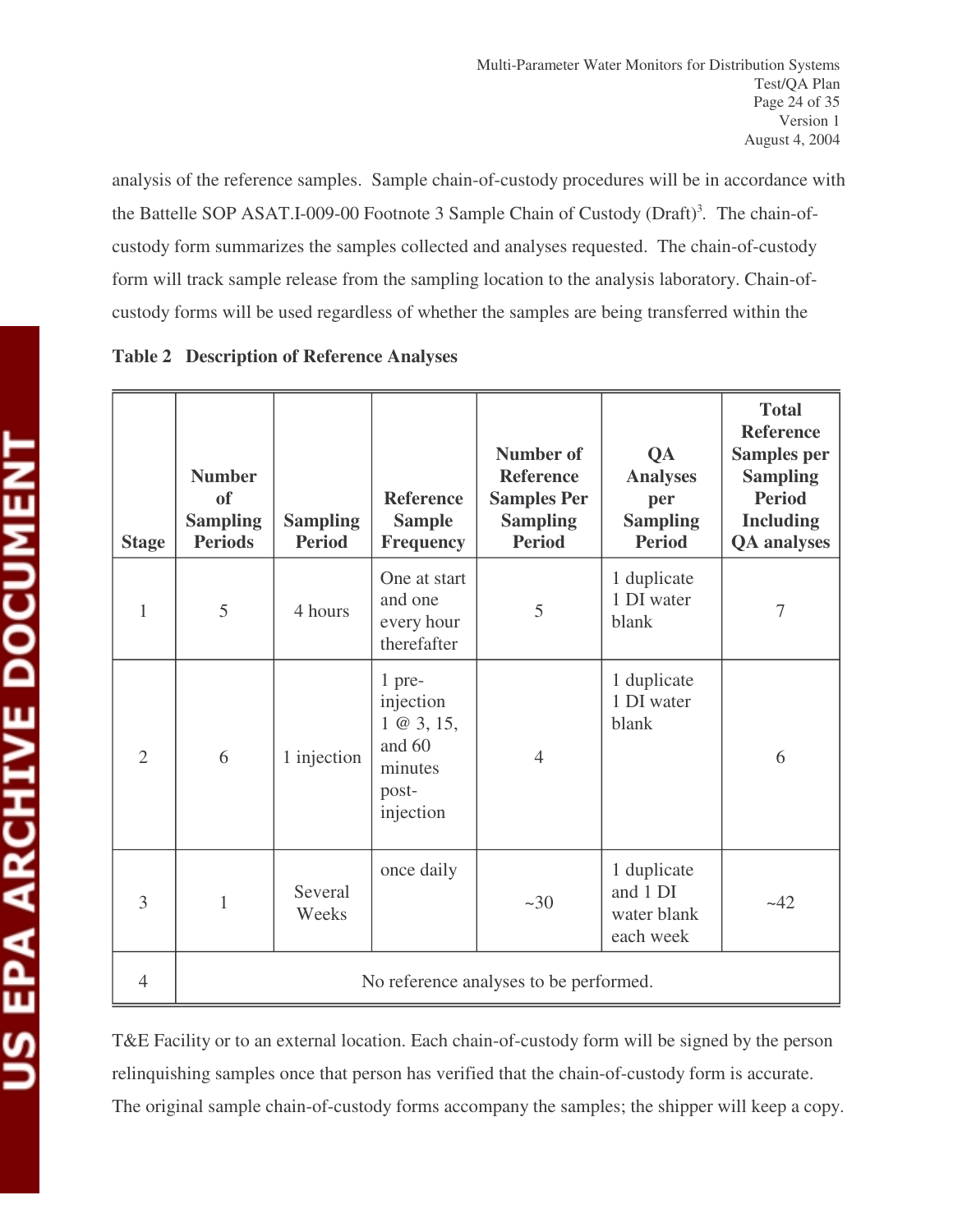analysis of the reference samples. Sample chain-of-custody procedures will be in accordance with the Battelle SOP ASAT.I-009-00 Footnote 3 Sample Chain of Custody (Draft)[3]. The chain-of-custody form summarizes the samples collected and analyses requested. The chain-of-custody form will track sample release from the sampling location to the analysis laboratory. Chain-of-custody forms will be used regardless of whether the samples are being transferred within the T&E Facility or to an external location. Each chain-of-custody form will be signed by the person relinquishing samples once that person has verified that the chain-of-custody form is accurate. The original sample chain-of-custody forms accompany the samples; the shipper will keep a copy.

**Table 2 Description of Reference Analyses**

| Stage | Number of Sampling Periods | Sampling Period | Reference Sample Frequency | Number of Reference Samples Per Sampling Period | QA Analyses per Sampling Period | Total Reference Samples per Sampling Period Including QA analyses |
|---|---|---|---|---|---|---|
| 1 | 5 | 4 hours | One at start and one every hour therefafter | 5 | 1 duplicate 1 DI water blank | 7 |
| 2 | 6 | 1 injection | 1 pre-injection 1 @ 3, 15, and 60 minutes post-injection | 4 | 1 duplicate 1 DI water blank | 6 |
| 3 | 1 | Several Weeks | once daily | ~30 | 1 duplicate and 1 DI water blank each week | ~42 |
| 4 | No reference analyses to be performed. | | | | | |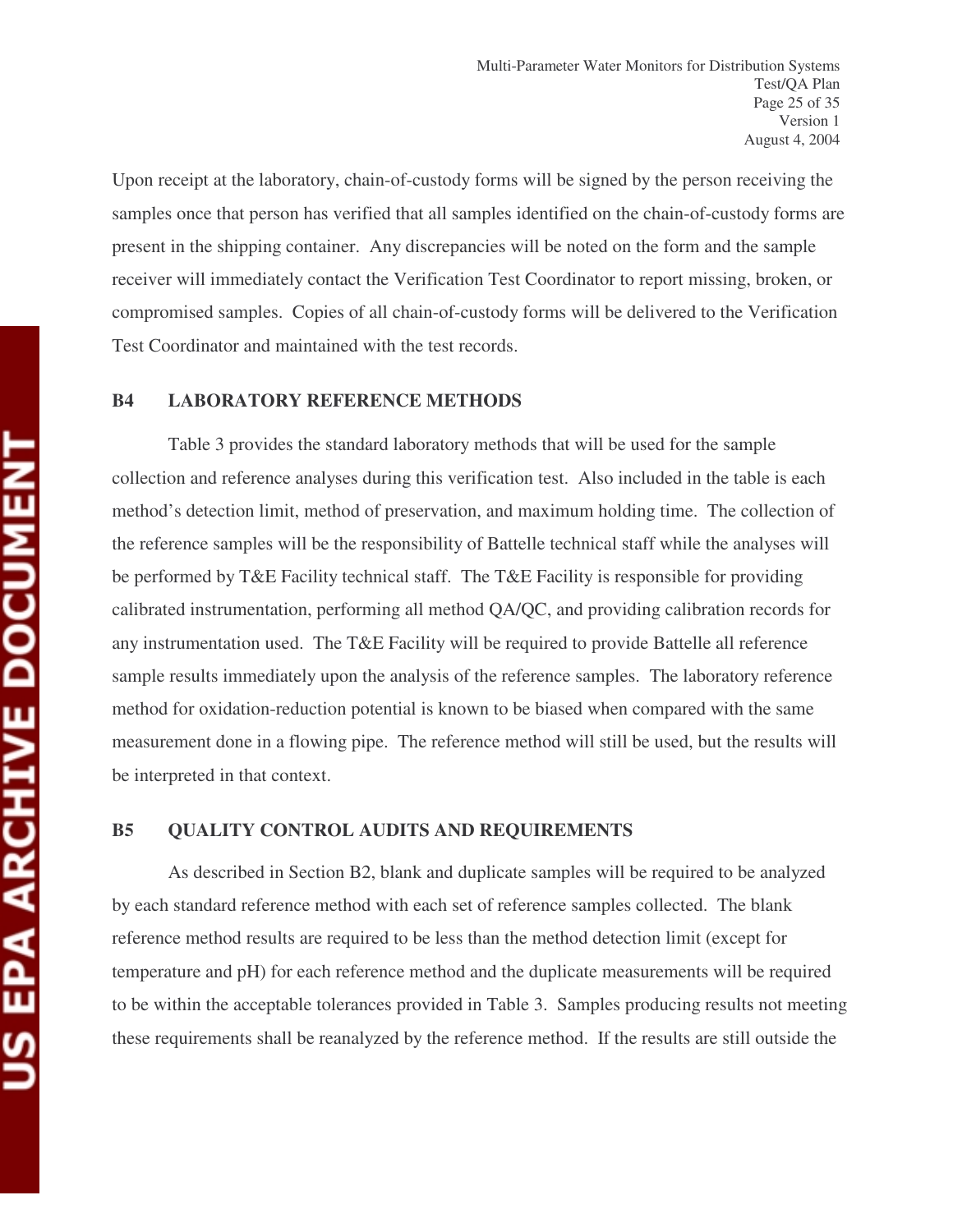Upon receipt at the laboratory, chain-of-custody forms will be signed by the person receiving the samples once that person has verified that all samples identified on the chain-of-custody forms are present in the shipping container. Any discrepancies will be noted on the form and the sample receiver will immediately contact the Verification Test Coordinator to report missing, broken, or compromised samples. Copies of all chain-of-custody forms will be delivered to the Verification Test Coordinator and maintained with the test records.

## B4 LABORATORY REFERENCE METHODS

Table 3 provides the standard laboratory methods that will be used for the sample collection and reference analyses during this verification test. Also included in the table is each method's detection limit, method of preservation, and maximum holding time. The collection of the reference samples will be the responsibility of Battelle technical staff while the analyses will be performed by T&E Facility technical staff. The T&E Facility is responsible for providing calibrated instrumentation, performing all method QA/QC, and providing calibration records for any instrumentation used. The T&E Facility will be required to provide Battelle all reference sample results immediately upon the analysis of the reference samples. The laboratory reference method for oxidation-reduction potential is known to be biased when compared with the same measurement done in a flowing pipe. The reference method will still be used, but the results will be interpreted in that context.

## B5 QUALITY CONTROL AUDITS AND REQUIREMENTS

As described in Section B2, blank and duplicate samples will be required to be analyzed by each standard reference method with each set of reference samples collected. The blank reference method results are required to be less than the method detection limit (except for temperature and pH) for each reference method and the duplicate measurements will be required to be within the acceptable tolerances provided in Table 3. Samples producing results not meeting these requirements shall be reanalyzed by the reference method. If the results are still outside the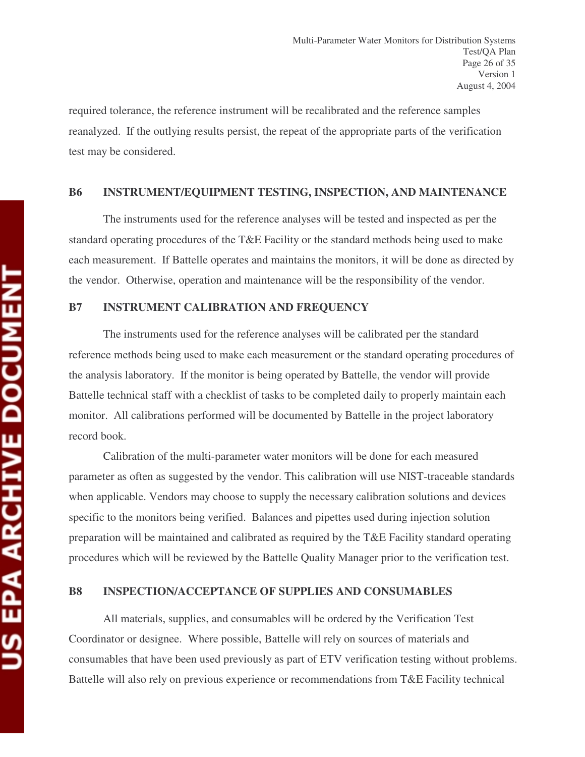required tolerance, the reference instrument will be recalibrated and the reference samples reanalyzed. If the outlying results persist, the repeat of the appropriate parts of the verification test may be considered.

## B6 INSTRUMENT/EQUIPMENT TESTING, INSPECTION, AND MAINTENANCE

The instruments used for the reference analyses will be tested and inspected as per the standard operating procedures of the T&E Facility or the standard methods being used to make each measurement. If Battelle operates and maintains the monitors, it will be done as directed by the vendor. Otherwise, operation and maintenance will be the responsibility of the vendor.

## B7 INSTRUMENT CALIBRATION AND FREQUENCY

The instruments used for the reference analyses will be calibrated per the standard reference methods being used to make each measurement or the standard operating procedures of the analysis laboratory. If the monitor is being operated by Battelle, the vendor will provide Battelle technical staff with a checklist of tasks to be completed daily to properly maintain each monitor. All calibrations performed will be documented by Battelle in the project laboratory record book.

Calibration of the multi-parameter water monitors will be done for each measured parameter as often as suggested by the vendor. This calibration will use NIST-traceable standards when applicable. Vendors may choose to supply the necessary calibration solutions and devices specific to the monitors being verified. Balances and pipettes used during injection solution preparation will be maintained and calibrated as required by the T&E Facility standard operating procedures which will be reviewed by the Battelle Quality Manager prior to the verification test.

## B8 INSPECTION/ACCEPTANCE OF SUPPLIES AND CONSUMABLES

All materials, supplies, and consumables will be ordered by the Verification Test Coordinator or designee. Where possible, Battelle will rely on sources of materials and consumables that have been used previously as part of ETV verification testing without problems. Battelle will also rely on previous experience or recommendations from T&E Facility technical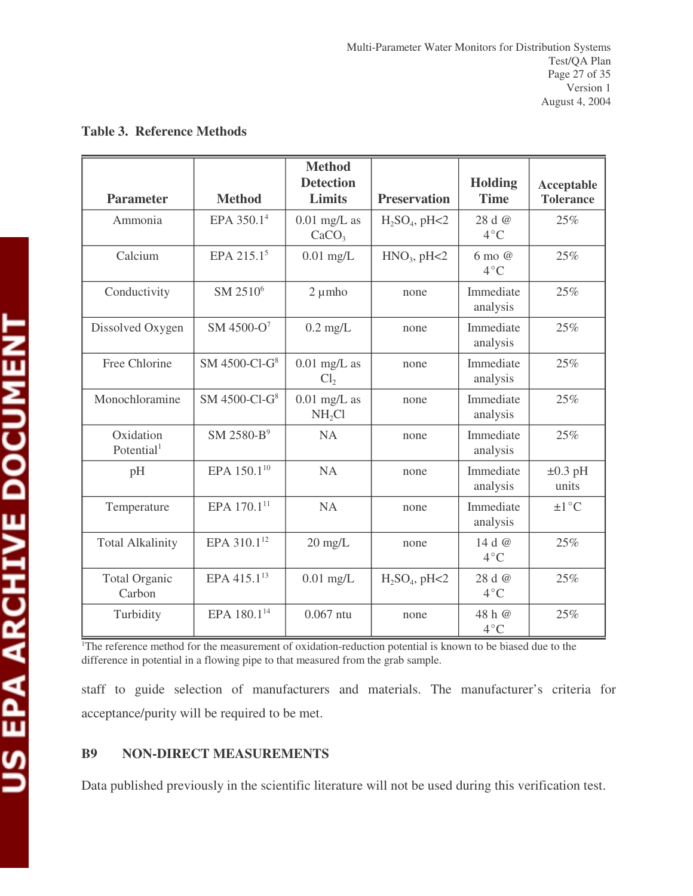**Table 3. Reference Methods**

| Parameter | Method | Method Detection Limits | Preservation | Holding Time | Acceptable Tolerance |
|---|---|---|---|---|---|
| Ammonia | EPA 350.1[4] | 0.01 mg/L as $CaCO_3$ | $H_2SO_4$, pH<2 | 28 d @ 4°C | 25% |
| Calcium | EPA 215.1[5] | 0.01 mg/L | $HNO_3$, pH<2 | 6 mo @ 4°C | 25% |
| Conductivity | SM 2510[6] | 2 µmho | none | Immediate analysis | 25% |
| Dissolved Oxygen | SM 4500-O[7] | 0.2 mg/L | none | Immediate analysis | 25% |
| Free Chlorine | SM 4500-Cl-G[8] | 0.01 mg/L as $Cl_2$ | none | Immediate analysis | 25% |
| Monochloramine | SM 4500-Cl-G[8] | 0.01 mg/L as $NH_2Cl$ | none | Immediate analysis | 25% |
| Oxidation Potential[1] | SM 2580-B[9] | NA | none | Immediate analysis | 25% |
| pH | EPA 150.1[10] | NA | none | Immediate analysis | ±0.3 pH units |
| Temperature | EPA 170.1[11] | NA | none | Immediate analysis | ±1°C |
| Total Alkalinity | EPA 310.1[12] | 20 mg/L | none | 14 d @ 4°C | 25% |
| Total Organic Carbon | EPA 415.1[13] | 0.01 mg/L | $H_2SO_4$, pH<2 | 28 d @ 4°C | 25% |
| Turbidity | EPA 180.1[14] | 0.067 ntu | none | 48 h @ 4°C | 25% |

[1]The reference method for the measurement of oxidation-reduction potential is known to be biased due to the difference in potential in a flowing pipe to that measured from the grab sample.

staff to guide selection of manufacturers and materials. The manufacturer's criteria for acceptance/purity will be required to be met.

## B9 NON-DIRECT MEASUREMENTS

Data published previously in the scientific literature will not be used during this verification test.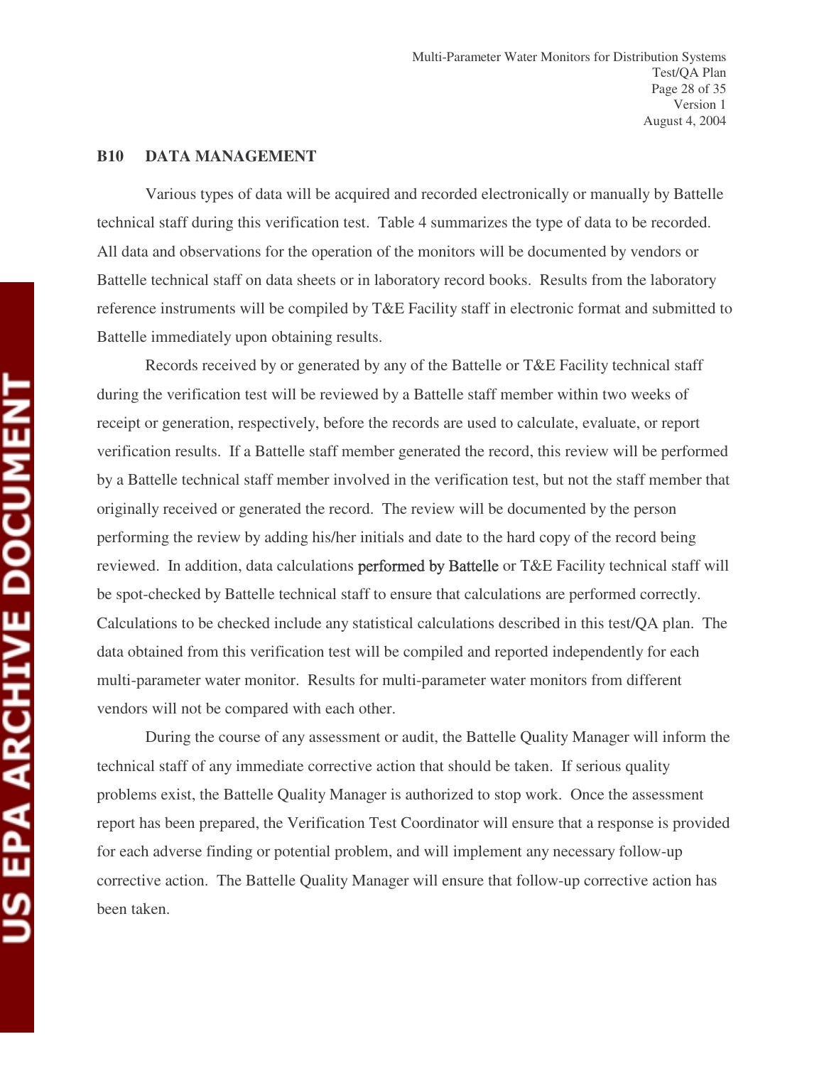## B10 DATA MANAGEMENT

Various types of data will be acquired and recorded electronically or manually by Battelle technical staff during this verification test. Table 4 summarizes the type of data to be recorded. All data and observations for the operation of the monitors will be documented by vendors or Battelle technical staff on data sheets or in laboratory record books. Results from the laboratory reference instruments will be compiled by T&E Facility staff in electronic format and submitted to Battelle immediately upon obtaining results.

Records received by or generated by any of the Battelle or T&E Facility technical staff during the verification test will be reviewed by a Battelle staff member within two weeks of receipt or generation, respectively, before the records are used to calculate, evaluate, or report verification results. If a Battelle staff member generated the record, this review will be performed by a Battelle technical staff member involved in the verification test, but not the staff member that originally received or generated the record. The review will be documented by the person performing the review by adding his/her initials and date to the hard copy of the record being reviewed. In addition, data calculations performed by Battelle or T&E Facility technical staff will be spot-checked by Battelle technical staff to ensure that calculations are performed correctly. Calculations to be checked include any statistical calculations described in this test/QA plan. The data obtained from this verification test will be compiled and reported independently for each multi-parameter water monitor. Results for multi-parameter water monitors from different vendors will not be compared with each other.

During the course of any assessment or audit, the Battelle Quality Manager will inform the technical staff of any immediate corrective action that should be taken. If serious quality problems exist, the Battelle Quality Manager is authorized to stop work. Once the assessment report has been prepared, the Verification Test Coordinator will ensure that a response is provided for each adverse finding or potential problem, and will implement any necessary follow-up corrective action. The Battelle Quality Manager will ensure that follow-up corrective action has been taken.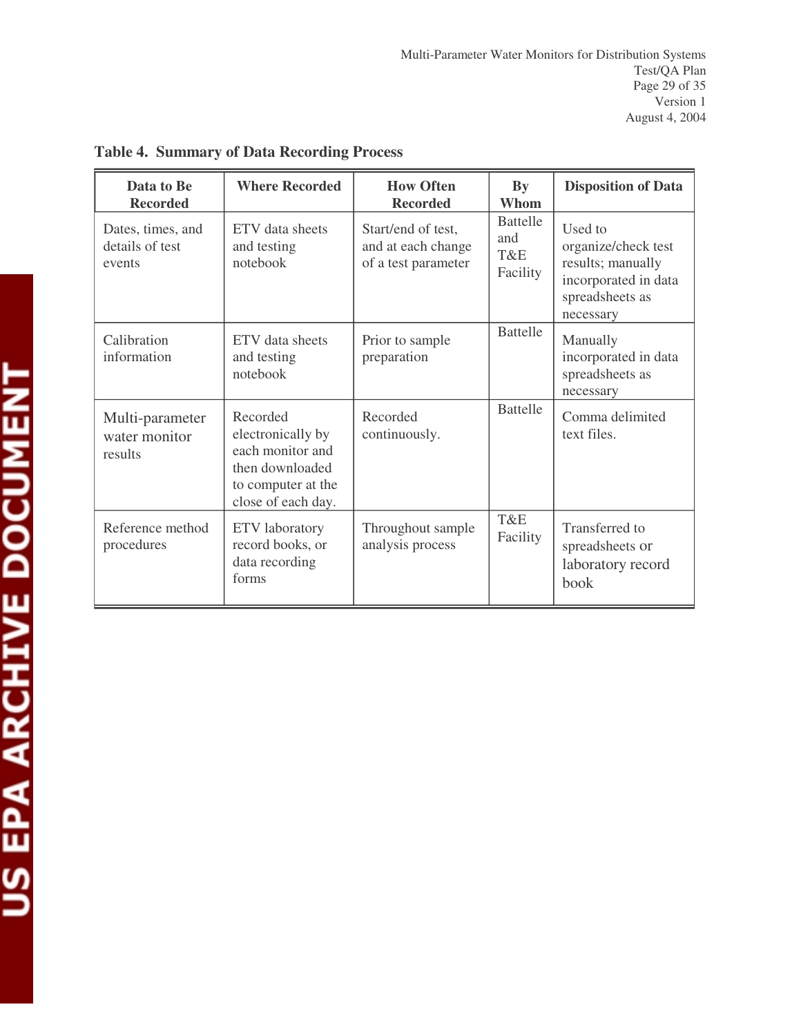**Table 4. Summary of Data Recording Process**

| Data to Be Recorded | Where Recorded | How Often Recorded | By Whom | Disposition of Data |
|---|---|---|---|---|
| Dates, times, and details of test events | ETV data sheets and testing notebook | Start/end of test, and at each change of a test parameter | Battelle and T&E Facility | Used to organize/check test results; manually incorporated in data spreadsheets as necessary |
| Calibration information | ETV data sheets and testing notebook | Prior to sample preparation | Battelle | Manually incorporated in data spreadsheets as necessary |
| Multi-parameter water monitor results | Recorded electronically by each monitor and then downloaded to computer at the close of each day. | Recorded continuously. | Battelle | Comma delimited text files. |
| Reference method procedures | ETV laboratory record books, or data recording forms | Throughout sample analysis process | T&E Facility | Transferred to spreadsheets or laboratory record book |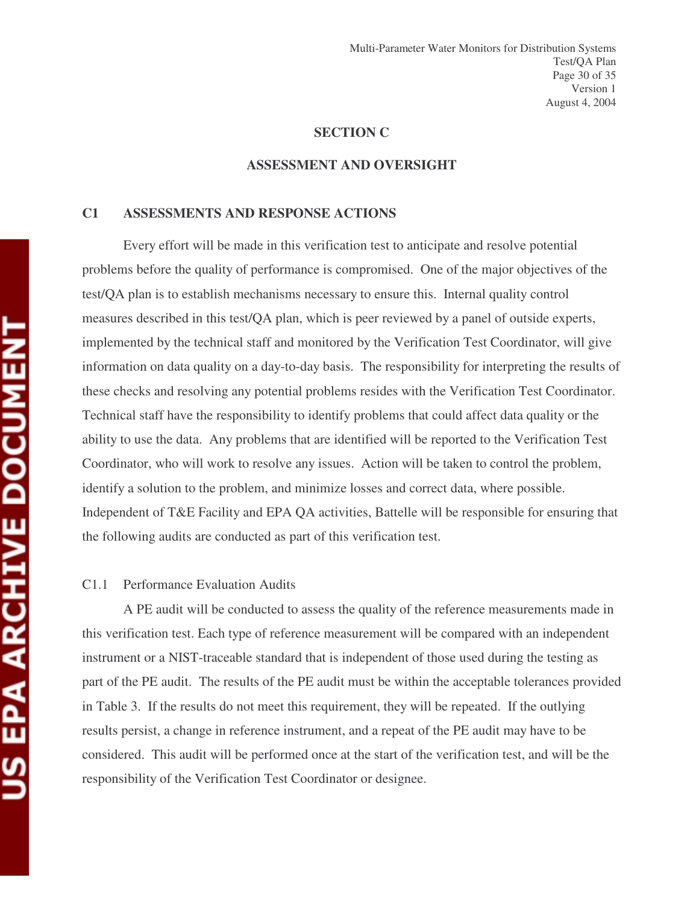# SECTION C

# ASSESSMENT AND OVERSIGHT

## C1 ASSESSMENTS AND RESPONSE ACTIONS

Every effort will be made in this verification test to anticipate and resolve potential problems before the quality of performance is compromised. One of the major objectives of the test/QA plan is to establish mechanisms necessary to ensure this. Internal quality control measures described in this test/QA plan, which is peer reviewed by a panel of outside experts, implemented by the technical staff and monitored by the Verification Test Coordinator, will give information on data quality on a day-to-day basis. The responsibility for interpreting the results of these checks and resolving any potential problems resides with the Verification Test Coordinator. Technical staff have the responsibility to identify problems that could affect data quality or the ability to use the data. Any problems that are identified will be reported to the Verification Test Coordinator, who will work to resolve any issues. Action will be taken to control the problem, identify a solution to the problem, and minimize losses and correct data, where possible. Independent of T&E Facility and EPA QA activities, Battelle will be responsible for ensuring that the following audits are conducted as part of this verification test.

### C1.1 Performance Evaluation Audits

A PE audit will be conducted to assess the quality of the reference measurements made in this verification test. Each type of reference measurement will be compared with an independent instrument or a NIST-traceable standard that is independent of those used during the testing as part of the PE audit. The results of the PE audit must be within the acceptable tolerances provided in Table 3. If the results do not meet this requirement, they will be repeated. If the outlying results persist, a change in reference instrument, and a repeat of the PE audit may have to be considered. This audit will be performed once at the start of the verification test, and will be the responsibility of the Verification Test Coordinator or designee.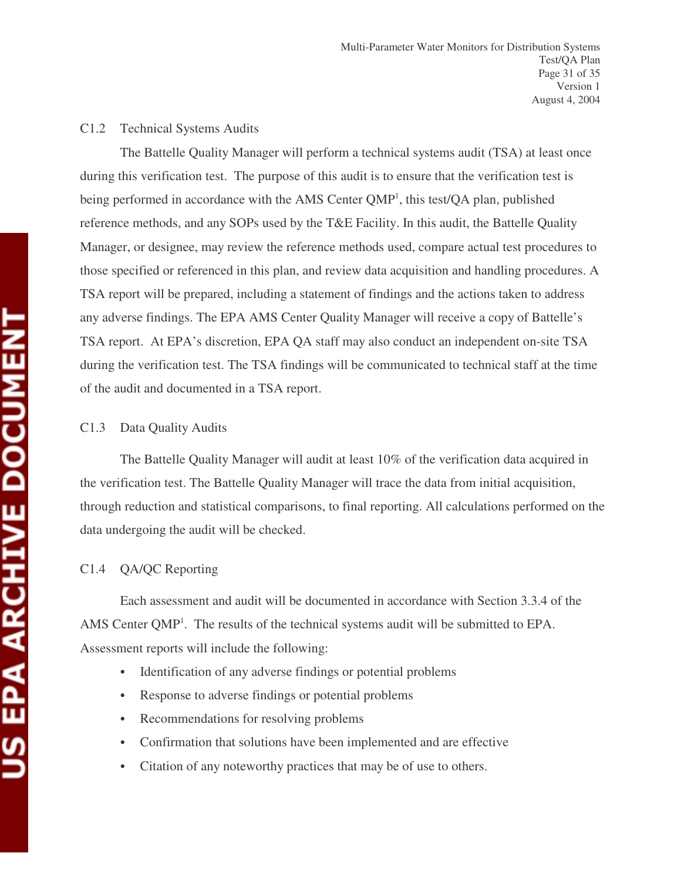### C1.2 Technical Systems Audits

The Battelle Quality Manager will perform a technical systems audit (TSA) at least once during this verification test. The purpose of this audit is to ensure that the verification test is being performed in accordance with the AMS Center QMP[1], this test/QA plan, published reference methods, and any SOPs used by the T&E Facility. In this audit, the Battelle Quality Manager, or designee, may review the reference methods used, compare actual test procedures to those specified or referenced in this plan, and review data acquisition and handling procedures. A TSA report will be prepared, including a statement of findings and the actions taken to address any adverse findings. The EPA AMS Center Quality Manager will receive a copy of Battelle's TSA report. At EPA's discretion, EPA QA staff may also conduct an independent on-site TSA during the verification test. The TSA findings will be communicated to technical staff at the time of the audit and documented in a TSA report.

### C1.3 Data Quality Audits

The Battelle Quality Manager will audit at least 10% of the verification data acquired in the verification test. The Battelle Quality Manager will trace the data from initial acquisition, through reduction and statistical comparisons, to final reporting. All calculations performed on the data undergoing the audit will be checked.

### C1.4 QA/QC Reporting

Each assessment and audit will be documented in accordance with Section 3.3.4 of the AMS Center QMP[1]. The results of the technical systems audit will be submitted to EPA. Assessment reports will include the following:

- Identification of any adverse findings or potential problems
- Response to adverse findings or potential problems
- Recommendations for resolving problems
- Confirmation that solutions have been implemented and are effective
- Citation of any noteworthy practices that may be of use to others.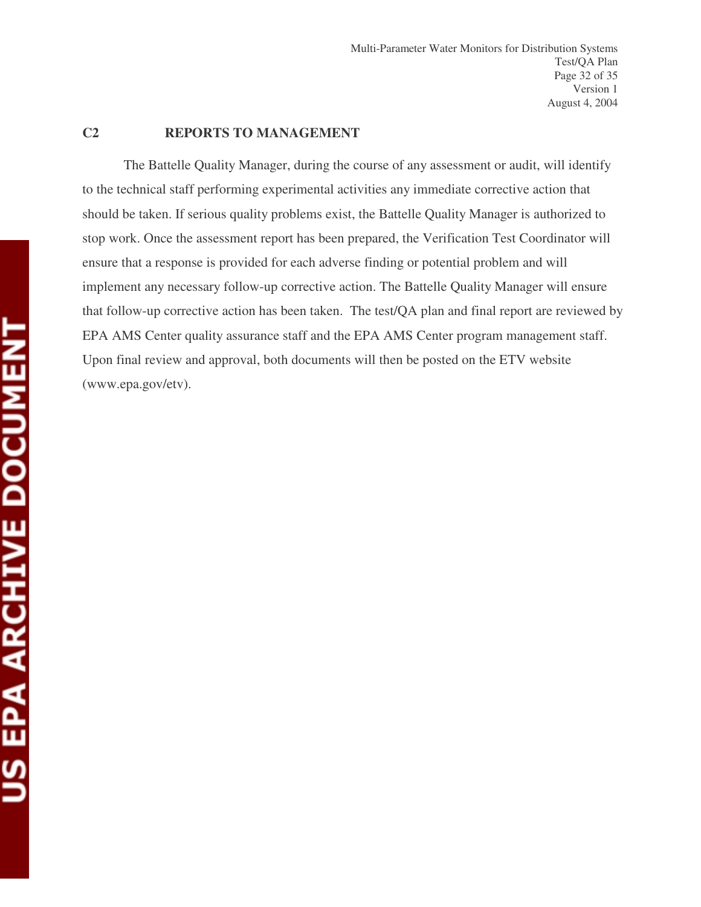## C2 REPORTS TO MANAGEMENT

The Battelle Quality Manager, during the course of any assessment or audit, will identify to the technical staff performing experimental activities any immediate corrective action that should be taken. If serious quality problems exist, the Battelle Quality Manager is authorized to stop work. Once the assessment report has been prepared, the Verification Test Coordinator will ensure that a response is provided for each adverse finding or potential problem and will implement any necessary follow-up corrective action. The Battelle Quality Manager will ensure that follow-up corrective action has been taken. The test/QA plan and final report are reviewed by EPA AMS Center quality assurance staff and the EPA AMS Center program management staff. Upon final review and approval, both documents will then be posted on the ETV website (www.epa.gov/etv).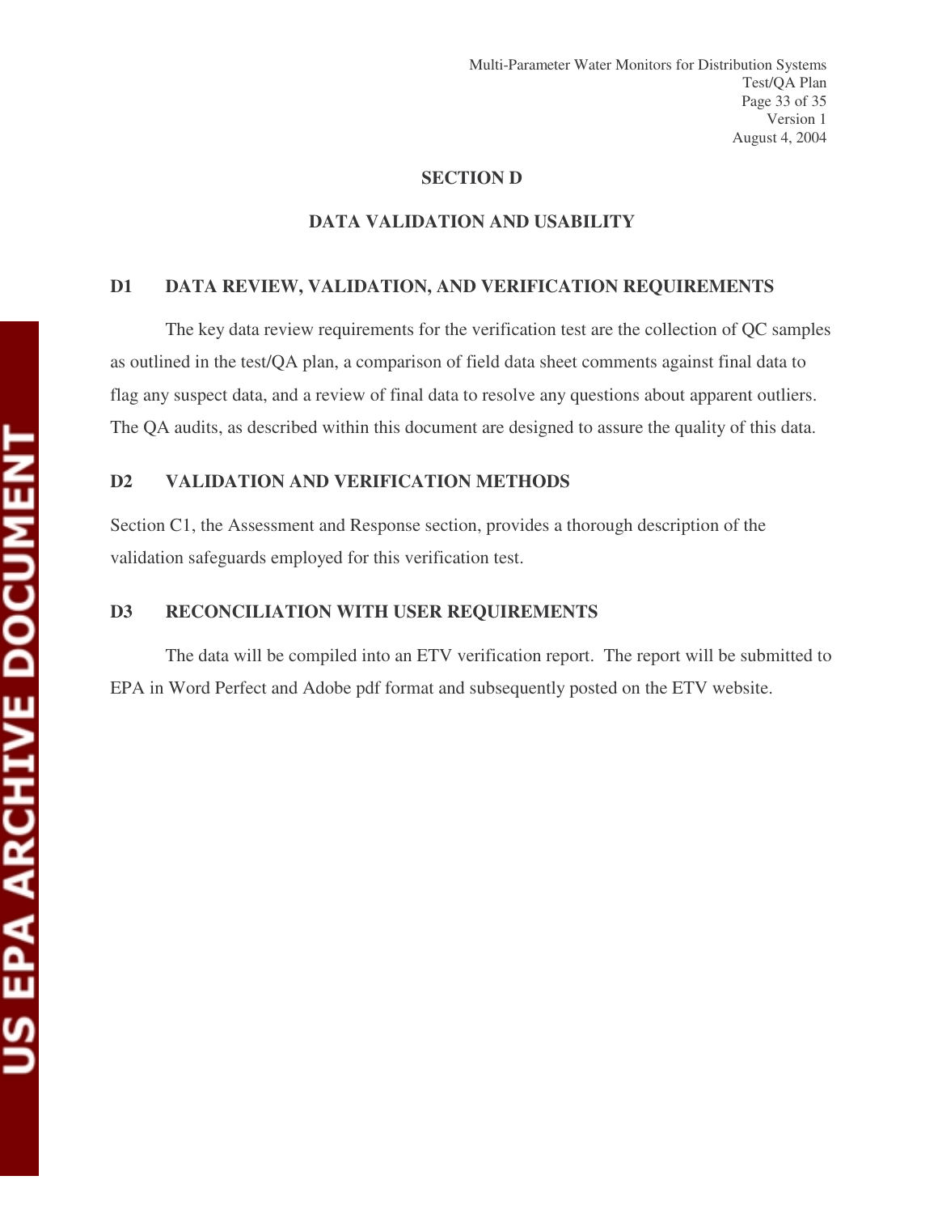# SECTION D

## DATA VALIDATION AND USABILITY

### D1 DATA REVIEW, VALIDATION, AND VERIFICATION REQUIREMENTS

The key data review requirements for the verification test are the collection of QC samples as outlined in the test/QA plan, a comparison of field data sheet comments against final data to flag any suspect data, and a review of final data to resolve any questions about apparent outliers. The QA audits, as described within this document are designed to assure the quality of this data.

### D2 VALIDATION AND VERIFICATION METHODS

Section C1, the Assessment and Response section, provides a thorough description of the validation safeguards employed for this verification test.

### D3 RECONCILIATION WITH USER REQUIREMENTS

The data will be compiled into an ETV verification report. The report will be submitted to EPA in Word Perfect and Adobe pdf format and subsequently posted on the ETV website.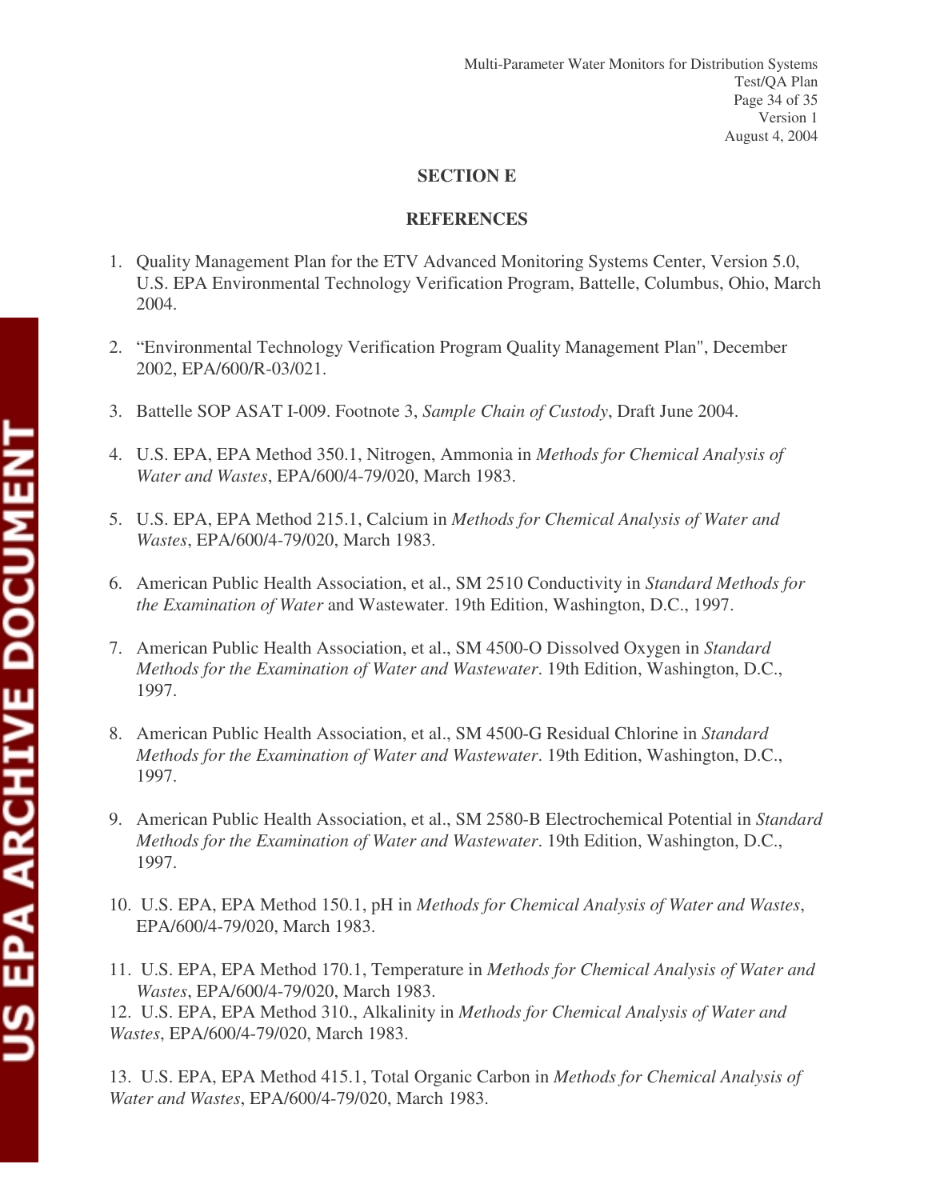## SECTION E

## REFERENCES

1. Quality Management Plan for the ETV Advanced Monitoring Systems Center, Version 5.0, U.S. EPA Environmental Technology Verification Program, Battelle, Columbus, Ohio, March 2004.

2. "Environmental Technology Verification Program Quality Management Plan", December 2002, EPA/600/R-03/021.

3. Battelle SOP ASAT I-009. Footnote 3, *Sample Chain of Custody*, Draft June 2004.

4. U.S. EPA, EPA Method 350.1, Nitrogen, Ammonia in *Methods for Chemical Analysis of Water and Wastes*, EPA/600/4-79/020, March 1983.

5. U.S. EPA, EPA Method 215.1, Calcium in *Methods for Chemical Analysis of Water and Wastes*, EPA/600/4-79/020, March 1983.

6. American Public Health Association, et al., SM 2510 Conductivity in *Standard Methods for the Examination of Water* and Wastewater. 19th Edition, Washington, D.C., 1997.

7. American Public Health Association, et al., SM 4500-O Dissolved Oxygen in *Standard Methods for the Examination of Water and Wastewater*. 19th Edition, Washington, D.C., 1997.

8. American Public Health Association, et al., SM 4500-G Residual Chlorine in *Standard Methods for the Examination of Water and Wastewater*. 19th Edition, Washington, D.C., 1997.

9. American Public Health Association, et al., SM 2580-B Electrochemical Potential in *Standard Methods for the Examination of Water and Wastewater*. 19th Edition, Washington, D.C., 1997.

10. U.S. EPA, EPA Method 150.1, pH in *Methods for Chemical Analysis of Water and Wastes*, EPA/600/4-79/020, March 1983.

11. U.S. EPA, EPA Method 170.1, Temperature in *Methods for Chemical Analysis of Water and Wastes*, EPA/600/4-79/020, March 1983.

12. U.S. EPA, EPA Method 310., Alkalinity in *Methods for Chemical Analysis of Water and Wastes*, EPA/600/4-79/020, March 1983.

13. U.S. EPA, EPA Method 415.1, Total Organic Carbon in *Methods for Chemical Analysis of Water and Wastes*, EPA/600/4-79/020, March 1983.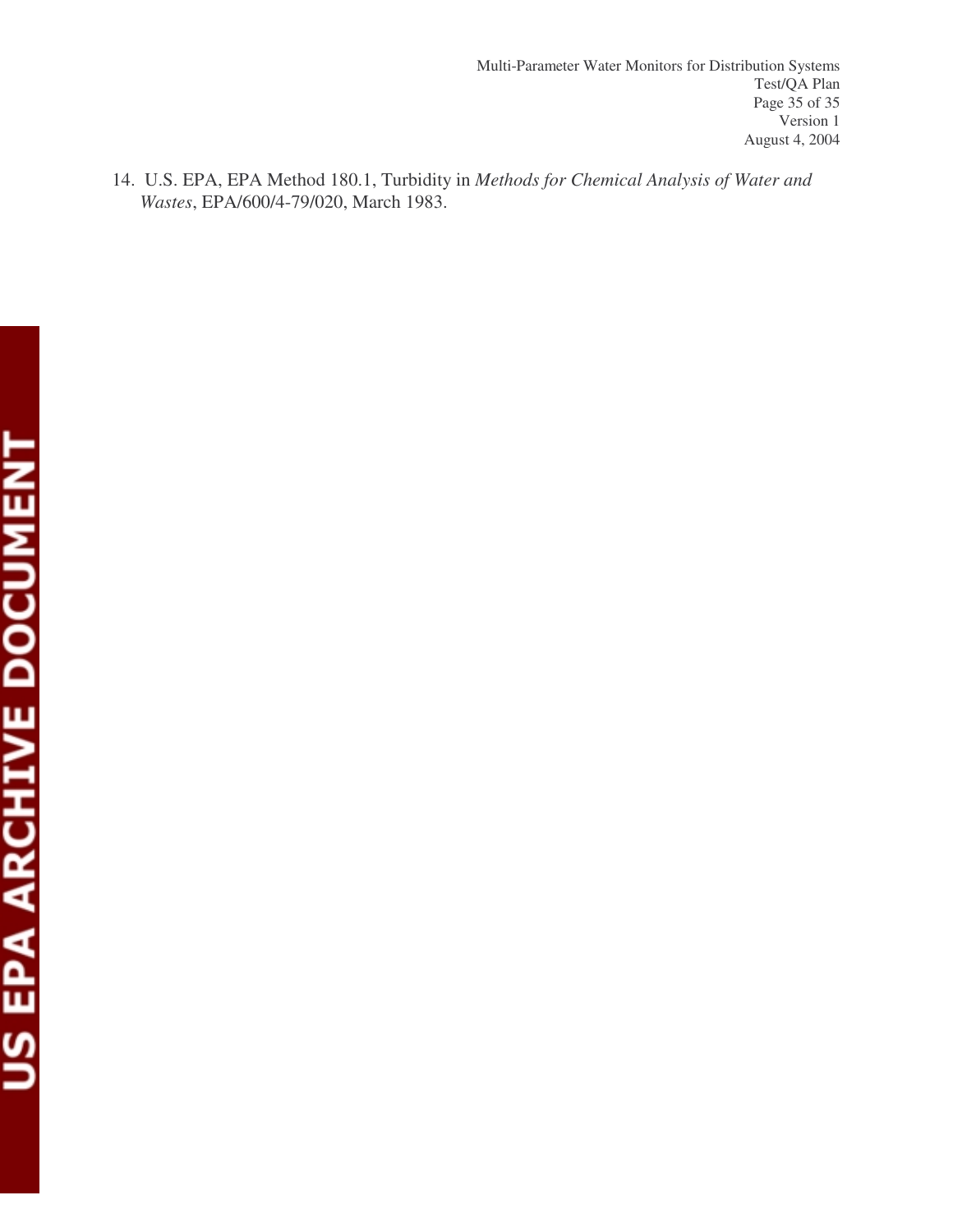14. U.S. EPA, EPA Method 180.1, Turbidity in *Methods for Chemical Analysis of Water and Wastes*, EPA/600/4-79/020, March 1983.